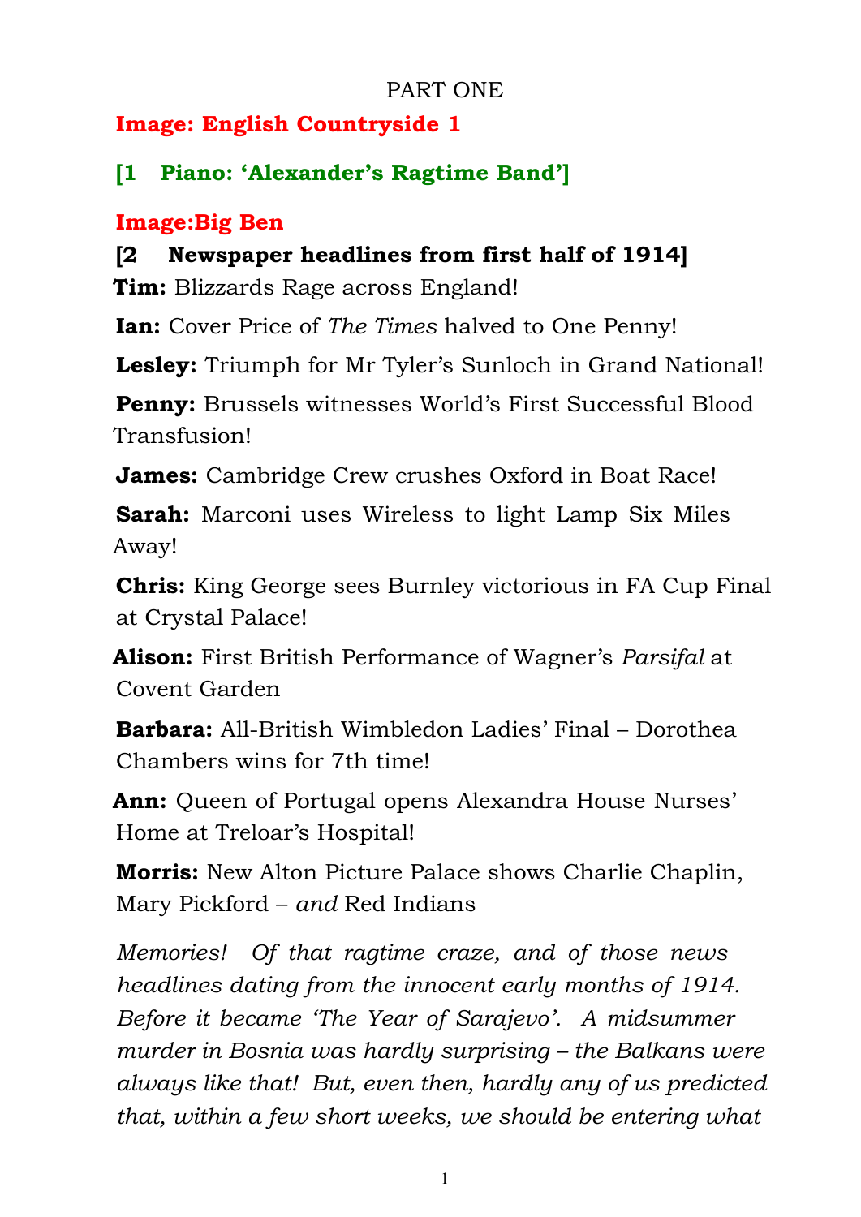PART ONE

**Image: English Countryside 1**

**[1 Piano: 'Alexander's Ragtime Band']**

**Image:Big Ben**

**[2 Newspaper headlines from first half of 1914]**

**Tim:** Blizzards Rage across England!

**Ian:** Cover Price of *The Times* halved to One Penny!

**Lesley:** Triumph for Mr Tyler's Sunloch in Grand National!

**Penny:** Brussels witnesses World's First Successful Blood Transfusion!

**James:** Cambridge Crew crushes Oxford in Boat Race!

**Sarah:** Marconi uses Wireless to light Lamp Six Miles Away!

**Chris:** King George sees Burnley victorious in FA Cup Final at Crystal Palace!

**Alison:** First British Performance of Wagner's *Parsifal* at Covent Garden

**Barbara:** All-British Wimbledon Ladies' Final – Dorothea Chambers wins for 7th time!

**Ann:** Queen of Portugal opens Alexandra House Nurses' Home at Treloar's Hospital!

**Morris:** New Alton Picture Palace shows Charlie Chaplin, Mary Pickford – *and* Red Indians

*Memories! Of that ragtime craze, and of those news headlines dating from the innocent early months of 1914. Before it became 'The Year of Sarajevo'. A midsummer murder in Bosnia was hardly surprising – the Balkans were always like that! But, even then, hardly any of us predicted that, within a few short weeks, we should be entering what*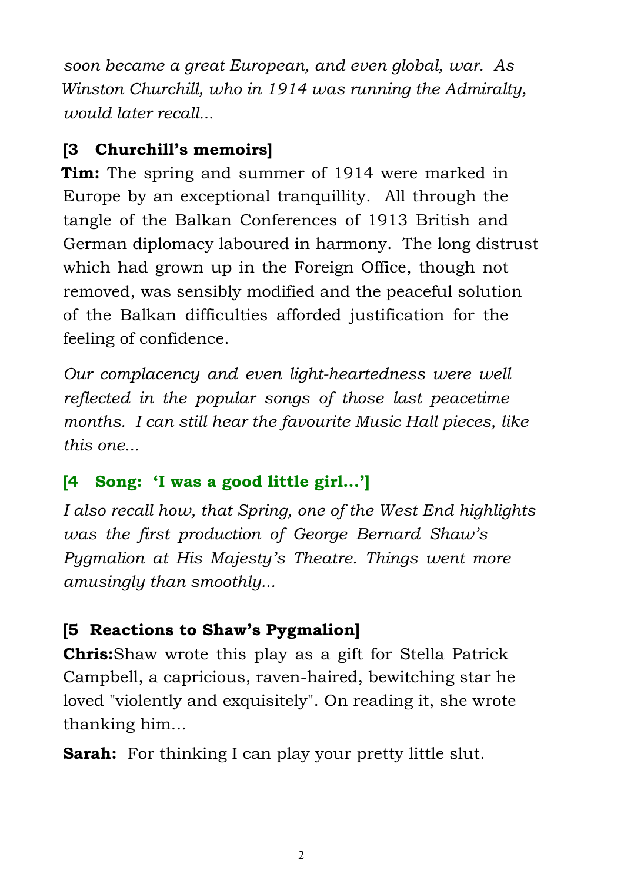*soon became a great European, and even global, war. As Winston Churchill, who in 1914 was running the Admiralty, would later recall...*

**[3 Churchill's memoirs]**

**Tim:** The spring and summer of 1914 were marked in Europe by an exceptional tranquillity. All through the tangle of the Balkan Conferences of 1913 British and German diplomacy laboured in harmony. The long distrust which had grown up in the Foreign Office, though not removed, was sensibly modified and the peaceful solution of the Balkan difficulties afforded justification for the feeling of confidence.

*Our complacency and even light-heartedness were well reflected in the popular songs of those last peacetime months. I can still hear the favourite Music Hall pieces, like this one...*

**[4 Song: 'I was a good little girl...']**

*I also recall how, that Spring, one of the West End highlights was the first production of George Bernard Shaw's Pygmalion at His Majesty's Theatre. Things went more amusingly than smoothly...*

**[5 Reactions to Shaw's Pygmalion]**

**Chris:** Shaw wrote this play as a gift for Stella Patrick Campbell, a capricious, raven-haired, bewitching star he loved "violently and exquisitely". On reading it, she wrote thanking him...

**Sarah:** For thinking I can play your pretty little slut.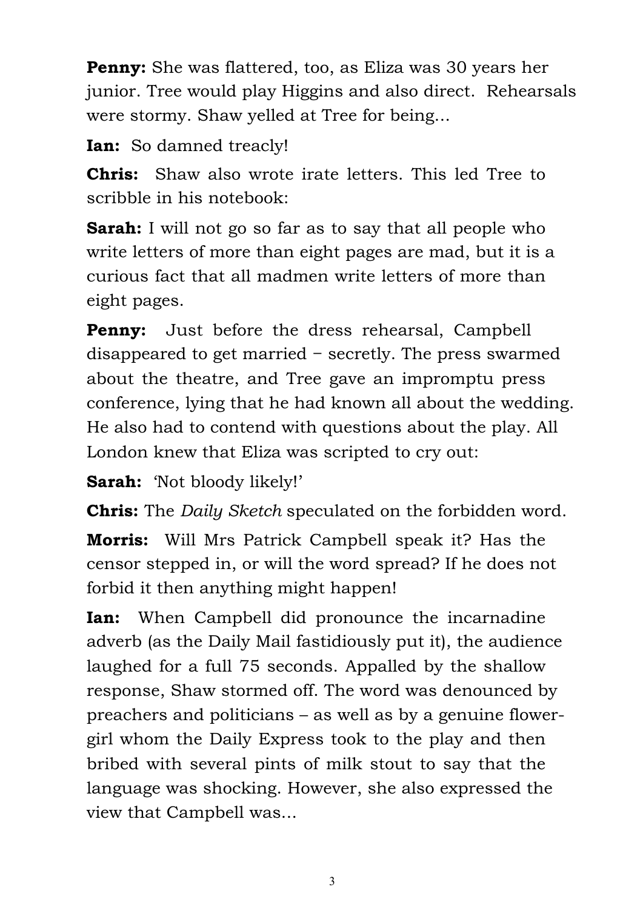**Penny:** She was flattered, too, as Eliza was 30 years her junior. Tree would play Higgins and also direct. Rehearsals were stormy. Shaw yelled at Tree for being...

**Ian:** So damned treacly!

**Chris:** Shaw also wrote irate letters. This led Tree to scribble in his notebook:

**Sarah:** I will not go so far as to say that all people who write letters of more than eight pages are mad, but it is a curious fact that all madmen write letters of more than eight pages.

**Penny:** Just before the dress rehearsal, Campbell disappeared to get married − secretly. The press swarmed about the theatre, and Tree gave an impromptu press conference, lying that he had known all about the wedding. He also had to contend with questions about the play. All London knew that Eliza was scripted to cry out:

**Sarah:** 'Not bloody likely!'

**Chris:** The *Daily Sketch* speculated on the forbidden word.

**Morris:** Will Mrs Patrick Campbell speak it? Has the censor stepped in, or will the word spread? If he does not forbid it then anything might happen!

**Ian:** When Campbell did pronounce the incarnadine adverb (as the Daily Mail fastidiously put it), the audience laughed for a full 75 seconds. Appalled by the shallow response, Shaw stormed off. The word was denounced by preachers and politicians – as well as by a genuine flower-girl whom the Daily Express took to the play and then bribed with several pints of milk stout to say that the language was shocking. However, she also expressed the view that Campbell was...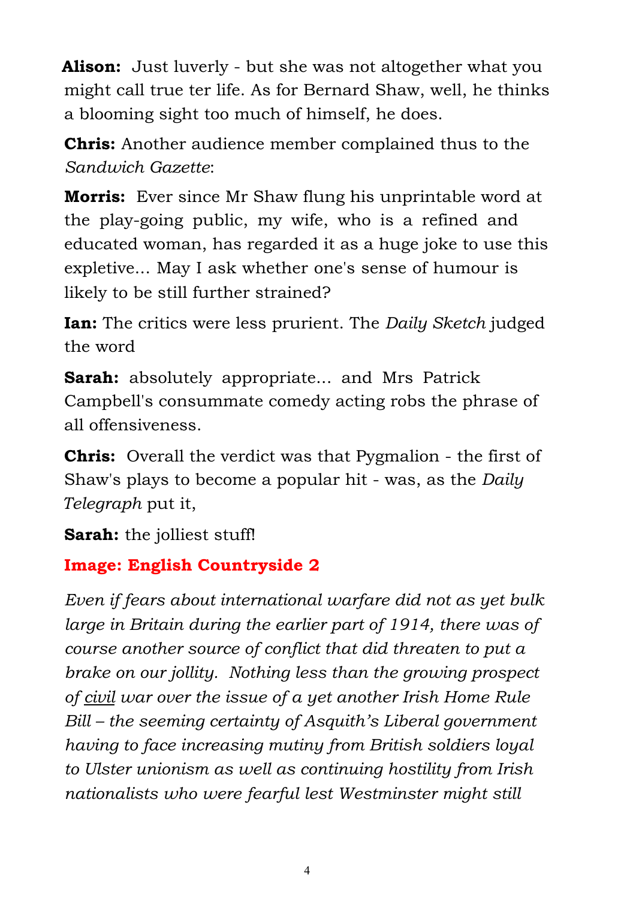**Alison:** Just luverly - but she was not altogether what you might call true ter life. As for Bernard Shaw, well, he thinks a blooming sight too much of himself, he does.

**Chris:** Another audience member complained thus to the *Sandwich Gazette*:

**Morris:** Ever since Mr Shaw flung his unprintable word at the play-going public, my wife, who is a refined and educated woman, has regarded it as a huge joke to use this expletive... May I ask whether one's sense of humour is likely to be still further strained?

**Ian:** The critics were less prurient. The *Daily Sketch* judged the word

**Sarah:** absolutely appropriate... and Mrs Patrick Campbell's consummate comedy acting robs the phrase of all offensiveness.

**Chris:** Overall the verdict was that Pygmalion - the first of Shaw's plays to become a popular hit - was, as the *Daily Telegraph* put it,

**Sarah:** the jolliest stuff!

**Image: English Countryside 2**

*Even if fears about international warfare did not as yet bulk large in Britain during the earlier part of 1914, there was of course another source of conflict that did threaten to put a brake on our jollity. Nothing less than the growing prospect of <u>civil</u> war over the issue of a yet another Irish Home Rule Bill – the seeming certainty of Asquith's Liberal government having to face increasing mutiny from British soldiers loyal to Ulster unionism as well as continuing hostility from Irish nationalists who were fearful lest Westminster might still*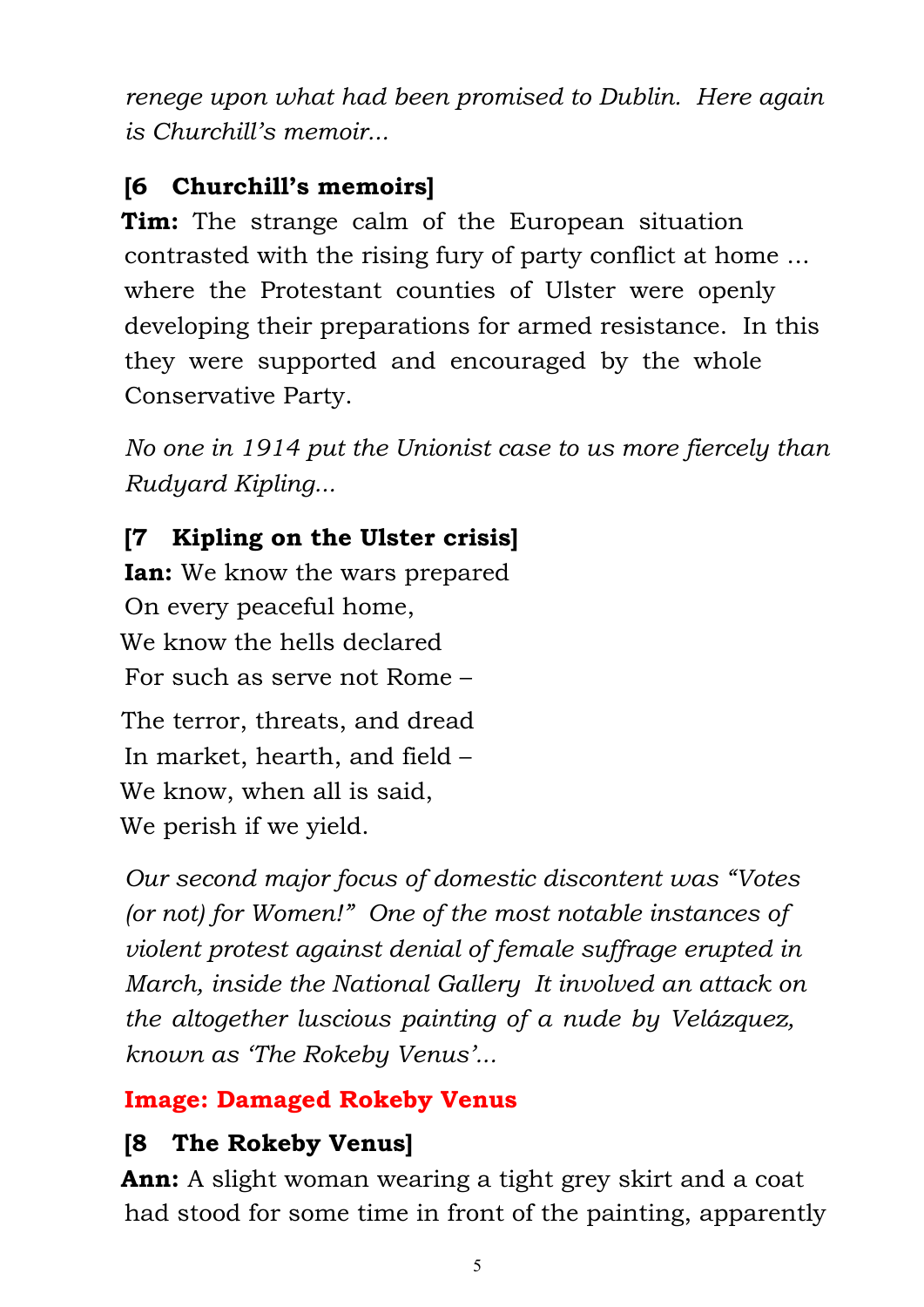*renege upon what had been promised to Dublin. Here again is Churchill's memoir...*

**[6 Churchill's memoirs]**

**Tim:** The strange calm of the European situation contrasted with the rising fury of party conflict at home … where the Protestant counties of Ulster were openly developing their preparations for armed resistance. In this they were supported and encouraged by the whole Conservative Party.

*No one in 1914 put the Unionist case to us more fiercely than Rudyard Kipling...*

**[7 Kipling on the Ulster crisis]**

**Ian:** We know the wars prepared  
On every peaceful home,  
We know the hells declared  
For such as serve not Rome –

The terror, threats, and dread  
In market, hearth, and field –  
We know, when all is said,  
We perish if we yield.

*Our second major focus of domestic discontent was "Votes (or not) for Women!" One of the most notable instances of violent protest against denial of female suffrage erupted in March, inside the National Gallery It involved an attack on the altogether luscious painting of a nude by Velázquez, known as 'The Rokeby Venus'...*

**Image: Damaged Rokeby Venus**

**[8 The Rokeby Venus]**

**Ann:** A slight woman wearing a tight grey skirt and a coat had stood for some time in front of the painting, apparently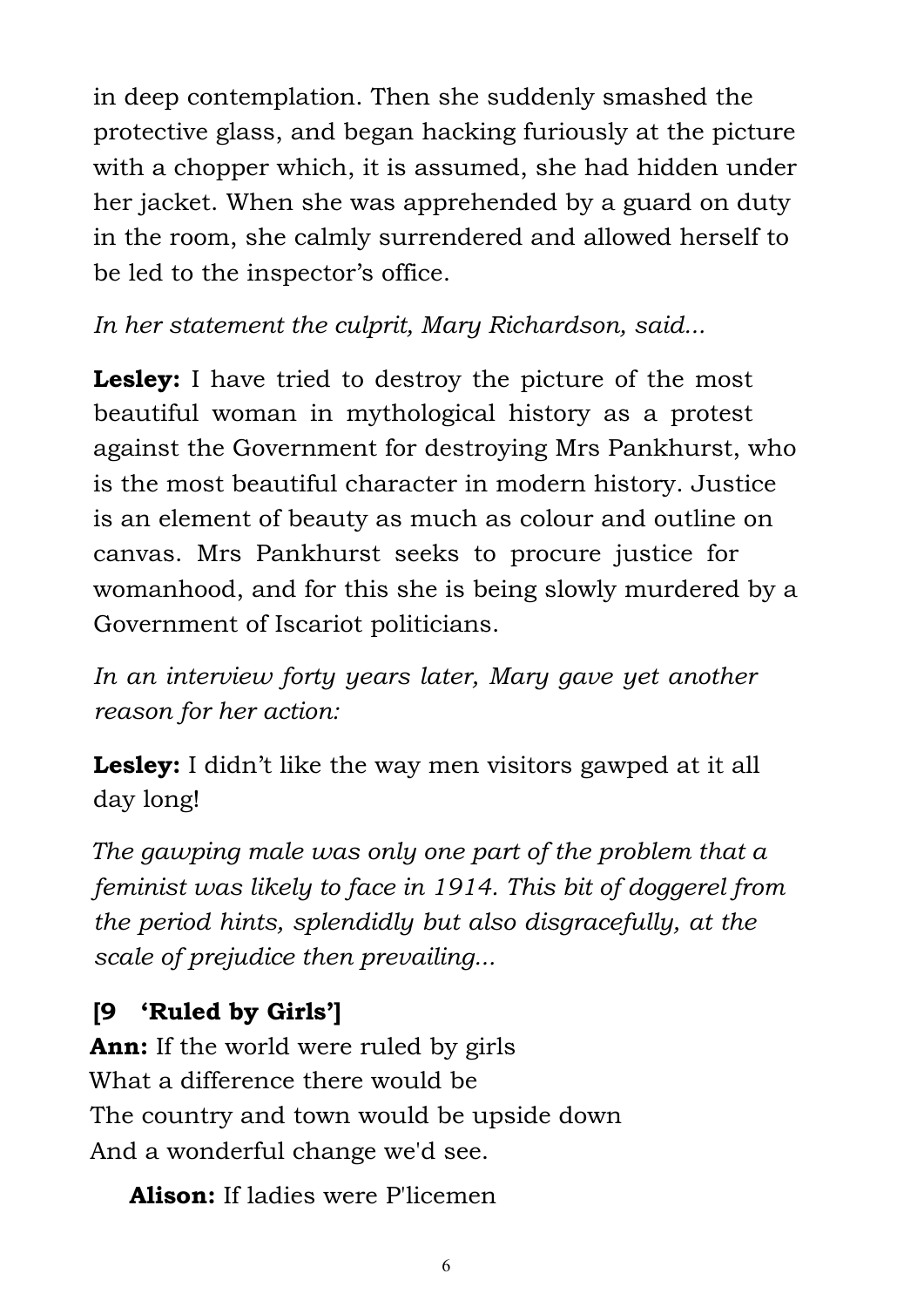in deep contemplation. Then she suddenly smashed the protective glass, and began hacking furiously at the picture with a chopper which, it is assumed, she had hidden under her jacket. When she was apprehended by a guard on duty in the room, she calmly surrendered and allowed herself to be led to the inspector's office.

*In her statement the culprit, Mary Richardson, said...*

**Lesley:** I have tried to destroy the picture of the most beautiful woman in mythological history as a protest against the Government for destroying Mrs Pankhurst, who is the most beautiful character in modern history. Justice is an element of beauty as much as colour and outline on canvas. Mrs Pankhurst seeks to procure justice for womanhood, and for this she is being slowly murdered by a Government of Iscariot politicians.

*In an interview forty years later, Mary gave yet another reason for her action:*

**Lesley:** I didn't like the way men visitors gawped at it all day long!

*The gawping male was only one part of the problem that a feminist was likely to face in 1914. This bit of doggerel from the period hints, splendidly but also disgracefully, at the scale of prejudice then prevailing...*

**[9 'Ruled by Girls']**

**Ann:** If the world were ruled by girls
What a difference there would be
The country and town would be upside down
And a wonderful change we'd see.

**Alison:** If ladies were P'licemen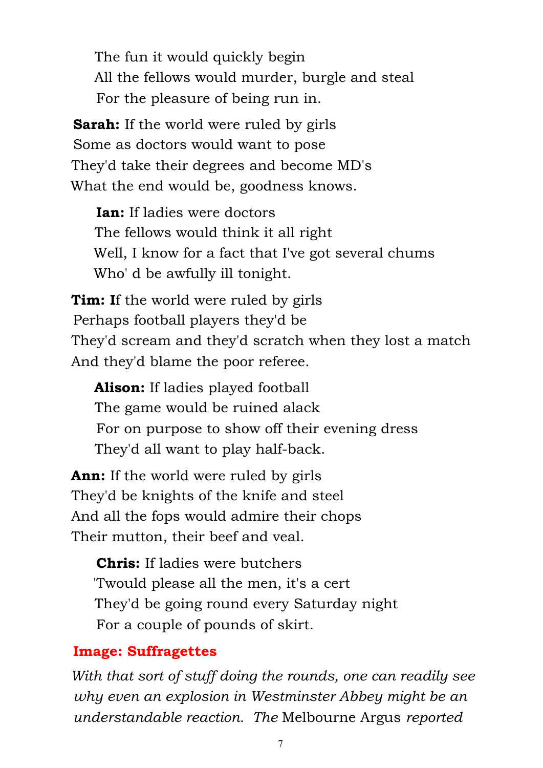The fun it would quickly begin
All the fellows would murder, burgle and steal
For the pleasure of being run in.

**Sarah:** If the world were ruled by girls
Some as doctors would want to pose
They'd take their degrees and become MD's
What the end would be, goodness knows.

**Ian:** If ladies were doctors
The fellows would think it all right
Well, I know for a fact that I've got several chums
Who' d be awfully ill tonight.

**Tim:** **I**f the world were ruled by girls
Perhaps football players they'd be
They'd scream and they'd scratch when they lost a match
And they'd blame the poor referee.

**Alison:** If ladies played football
The game would be ruined alack
For on purpose to show off their evening dress
They'd all want to play half-back.

**Ann:** If the world were ruled by girls
They'd be knights of the knife and steel
And all the fops would admire their chops
Their mutton, their beef and veal.

**Chris:** If ladies were butchers
'Twould please all the men, it's a cert
They'd be going round every Saturday night
For a couple of pounds of skirt.

**Image: Suffragettes**

*With that sort of stuff doing the rounds, one can readily see why even an explosion in Westminster Abbey might be an understandable reaction. The* Melbourne Argus *reported*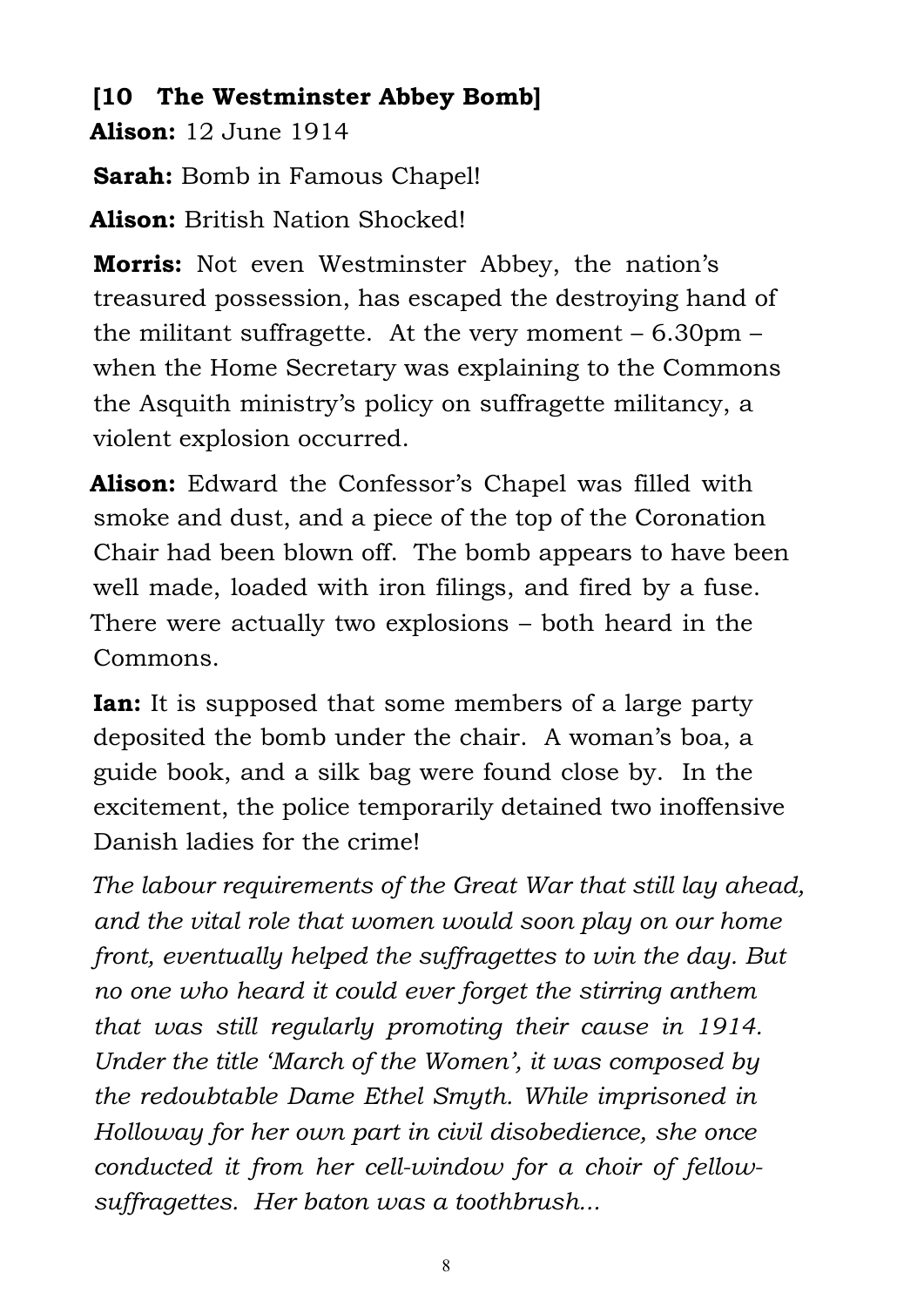### [10 The Westminster Abbey Bomb]

**Alison:** 12 June 1914

**Sarah:** Bomb in Famous Chapel!

**Alison:** British Nation Shocked!

**Morris:** Not even Westminster Abbey, the nation's treasured possession, has escaped the destroying hand of the militant suffragette. At the very moment – 6.30pm – when the Home Secretary was explaining to the Commons the Asquith ministry's policy on suffragette militancy, a violent explosion occurred.

**Alison:** Edward the Confessor's Chapel was filled with smoke and dust, and a piece of the top of the Coronation Chair had been blown off. The bomb appears to have been well made, loaded with iron filings, and fired by a fuse. There were actually two explosions – both heard in the Commons.

**Ian:** It is supposed that some members of a large party deposited the bomb under the chair. A woman's boa, a guide book, and a silk bag were found close by. In the excitement, the police temporarily detained two inoffensive Danish ladies for the crime!

*The labour requirements of the Great War that still lay ahead, and the vital role that women would soon play on our home front, eventually helped the suffragettes to win the day. But no one who heard it could ever forget the stirring anthem that was still regularly promoting their cause in 1914. Under the title 'March of the Women', it was composed by the redoubtable Dame Ethel Smyth. While imprisoned in Holloway for her own part in civil disobedience, she once conducted it from her cell-window for a choir of fellow-suffragettes. Her baton was a toothbrush...*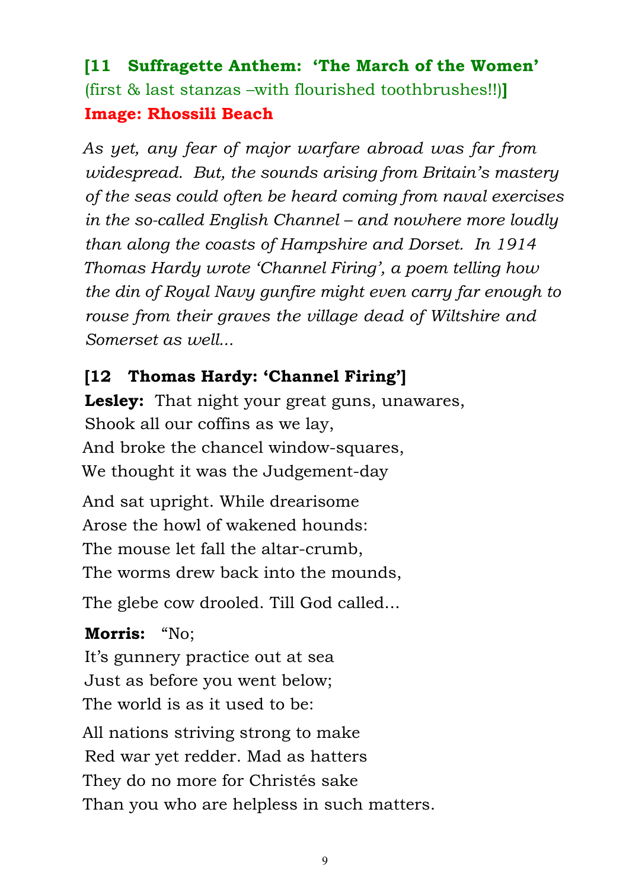**[11 Suffragette Anthem: 'The March of the Women'** (first & last stanzas –with flourished toothbrushes!!)**]**
**Image: Rhossili Beach**

*As yet, any fear of major warfare abroad was far from widespread. But, the sounds arising from Britain's mastery of the seas could often be heard coming from naval exercises in the so-called English Channel – and nowhere more loudly than along the coasts of Hampshire and Dorset. In 1914 Thomas Hardy wrote 'Channel Firing', a poem telling how the din of Royal Navy gunfire might even carry far enough to rouse from their graves the village dead of Wiltshire and Somerset as well...*

**[12 Thomas Hardy: 'Channel Firing']**

**Lesley:** That night your great guns, unawares,
Shook all our coffins as we lay,
And broke the chancel window-squares,
We thought it was the Judgement-day

And sat upright. While drearisome
Arose the howl of wakened hounds:
The mouse let fall the altar-crumb,
The worms drew back into the mounds,

The glebe cow drooled. Till God called...

**Morris:** "No;
It's gunnery practice out at sea
Just as before you went below;
The world is as it used to be:

All nations striving strong to make
Red war yet redder. Mad as hatters
They do no more for Christés sake
Than you who are helpless in such matters.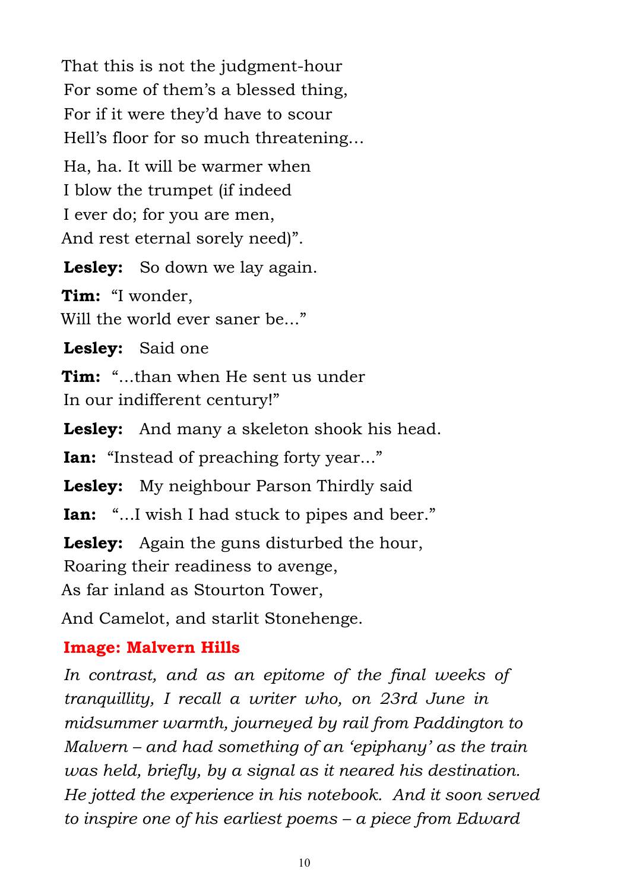That this is not the judgment-hour
For some of them's a blessed thing,
For if it were they'd have to scour
Hell's floor for so much threatening…

Ha, ha. It will be warmer when
I blow the trumpet (if indeed
I ever do; for you are men,
And rest eternal sorely need)".

**Lesley:** So down we lay again.

**Tim:** "I wonder,
Will the world ever saner be…"

**Lesley:** Said one

**Tim:** "…than when He sent us under
In our indifferent century!"

**Lesley:** And many a skeleton shook his head.

**Ian:** "Instead of preaching forty year…"

**Lesley:** My neighbour Parson Thirdly said

**Ian:** "…I wish I had stuck to pipes and beer."

**Lesley:** Again the guns disturbed the hour,
Roaring their readiness to avenge,
As far inland as Stourton Tower,
And Camelot, and starlit Stonehenge.

**Image: Malvern Hills**

*In contrast, and as an epitome of the final weeks of tranquillity, I recall a writer who, on 23rd June in midsummer warmth, journeyed by rail from Paddington to Malvern – and had something of an 'epiphany' as the train was held, briefly, by a signal as it neared his destination. He jotted the experience in his notebook. And it soon served to inspire one of his earliest poems – a piece from Edward*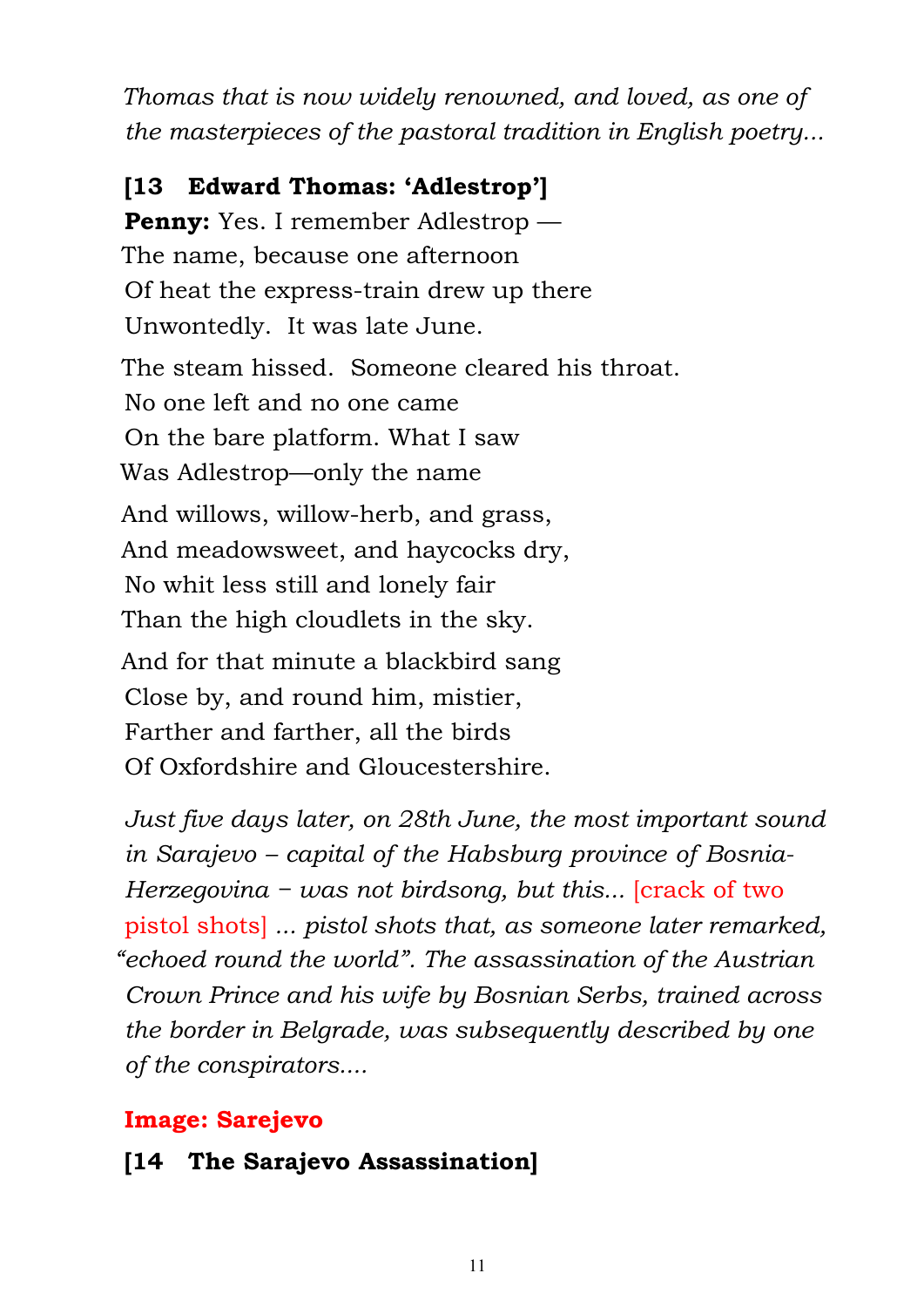*Thomas that is now widely renowned, and loved, as one of the masterpieces of the pastoral tradition in English poetry...*

**[13 Edward Thomas: 'Adlestrop']**

**Penny:** Yes. I remember Adlestrop —
The name, because one afternoon
Of heat the express-train drew up there
Unwontedly. It was late June.

The steam hissed. Someone cleared his throat.
No one left and no one came
On the bare platform. What I saw
Was Adlestrop—only the name

And willows, willow-herb, and grass,
And meadowsweet, and haycocks dry,
No whit less still and lonely fair
Than the high cloudlets in the sky.

And for that minute a blackbird sang
Close by, and round him, mistier,
Farther and farther, all the birds
Of Oxfordshire and Gloucestershire.

*Just five days later, on 28th June, the most important sound in Sarajevo – capital of the Habsburg province of Bosnia-Herzegovina – was not birdsong, but this...* [crack of two pistol shots] *... pistol shots that, as someone later remarked, "echoed round the world". The assassination of the Austrian Crown Prince and his wife by Bosnian Serbs, trained across the border in Belgrade, was subsequently described by one of the conspirators....*

**Image: Sarejevo**

**[14 The Sarajevo Assassination]**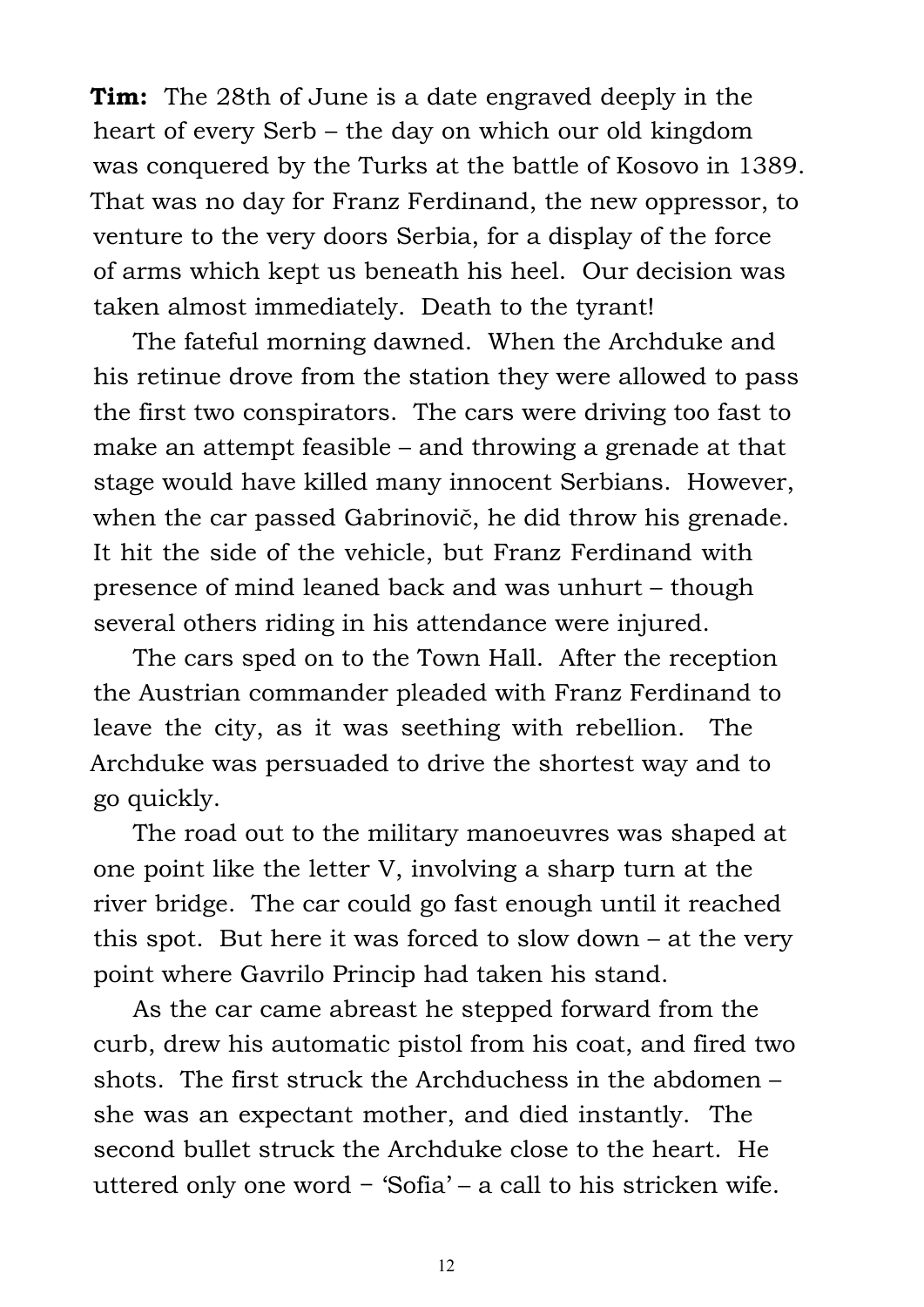**Tim:** The 28th of June is a date engraved deeply in the heart of every Serb – the day on which our old kingdom was conquered by the Turks at the battle of Kosovo in 1389. That was no day for Franz Ferdinand, the new oppressor, to venture to the very doors Serbia, for a display of the force of arms which kept us beneath his heel. Our decision was taken almost immediately. Death to the tyrant!

The fateful morning dawned. When the Archduke and his retinue drove from the station they were allowed to pass the first two conspirators. The cars were driving too fast to make an attempt feasible – and throwing a grenade at that stage would have killed many innocent Serbians. However, when the car passed Gabrinovič, he did throw his grenade. It hit the side of the vehicle, but Franz Ferdinand with presence of mind leaned back and was unhurt – though several others riding in his attendance were injured.

The cars sped on to the Town Hall. After the reception the Austrian commander pleaded with Franz Ferdinand to leave the city, as it was seething with rebellion. The Archduke was persuaded to drive the shortest way and to go quickly.

The road out to the military manoeuvres was shaped at one point like the letter V, involving a sharp turn at the river bridge. The car could go fast enough until it reached this spot. But here it was forced to slow down – at the very point where Gavrilo Princip had taken his stand.

As the car came abreast he stepped forward from the curb, drew his automatic pistol from his coat, and fired two shots. The first struck the Archduchess in the abdomen – she was an expectant mother, and died instantly. The second bullet struck the Archduke close to the heart. He uttered only one word − 'Sofia' – a call to his stricken wife.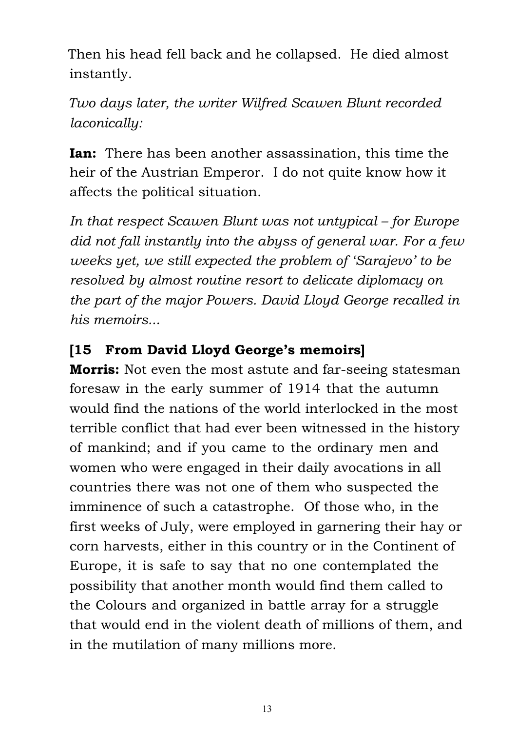Then his head fell back and he collapsed. He died almost instantly.

*Two days later, the writer Wilfred Scawen Blunt recorded laconically:*

**Ian:** There has been another assassination, this time the heir of the Austrian Emperor. I do not quite know how it affects the political situation.

*In that respect Scawen Blunt was not untypical – for Europe did not fall instantly into the abyss of general war. For a few weeks yet, we still expected the problem of 'Sarajevo' to be resolved by almost routine resort to delicate diplomacy on the part of the major Powers. David Lloyd George recalled in his memoirs...*

**[15 From David Lloyd George's memoirs]**

**Morris:** Not even the most astute and far-seeing statesman foresaw in the early summer of 1914 that the autumn would find the nations of the world interlocked in the most terrible conflict that had ever been witnessed in the history of mankind; and if you came to the ordinary men and women who were engaged in their daily avocations in all countries there was not one of them who suspected the imminence of such a catastrophe. Of those who, in the first weeks of July, were employed in garnering their hay or corn harvests, either in this country or in the Continent of Europe, it is safe to say that no one contemplated the possibility that another month would find them called to the Colours and organized in battle array for a struggle that would end in the violent death of millions of them, and in the mutilation of many millions more.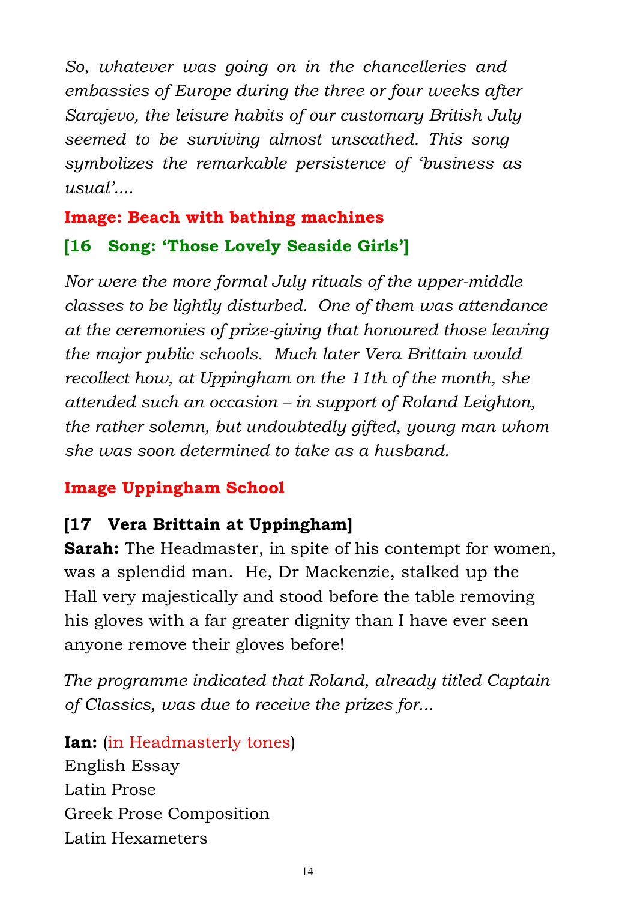*So, whatever was going on in the chancelleries and embassies of Europe during the three or four weeks after Sarajevo, the leisure habits of our customary British July seemed to be surviving almost unscathed. This song symbolizes the remarkable persistence of 'business as usual'....*

**Image: Beach with bathing machines**

**[16 Song: 'Those Lovely Seaside Girls']**

*Nor were the more formal July rituals of the upper-middle classes to be lightly disturbed. One of them was attendance at the ceremonies of prize-giving that honoured those leaving the major public schools. Much later Vera Brittain would recollect how, at Uppingham on the 11th of the month, she attended such an occasion – in support of Roland Leighton, the rather solemn, but undoubtedly gifted, young man whom she was soon determined to take as a husband.*

**Image Uppingham School**

**[17 Vera Brittain at Uppingham]**

**Sarah:** The Headmaster, in spite of his contempt for women, was a splendid man. He, Dr Mackenzie, stalked up the Hall very majestically and stood before the table removing his gloves with a far greater dignity than I have ever seen anyone remove their gloves before!

*The programme indicated that Roland, already titled Captain of Classics, was due to receive the prizes for...*

**Ian:** (in Headmasterly tones)
English Essay
Latin Prose
Greek Prose Composition
Latin Hexameters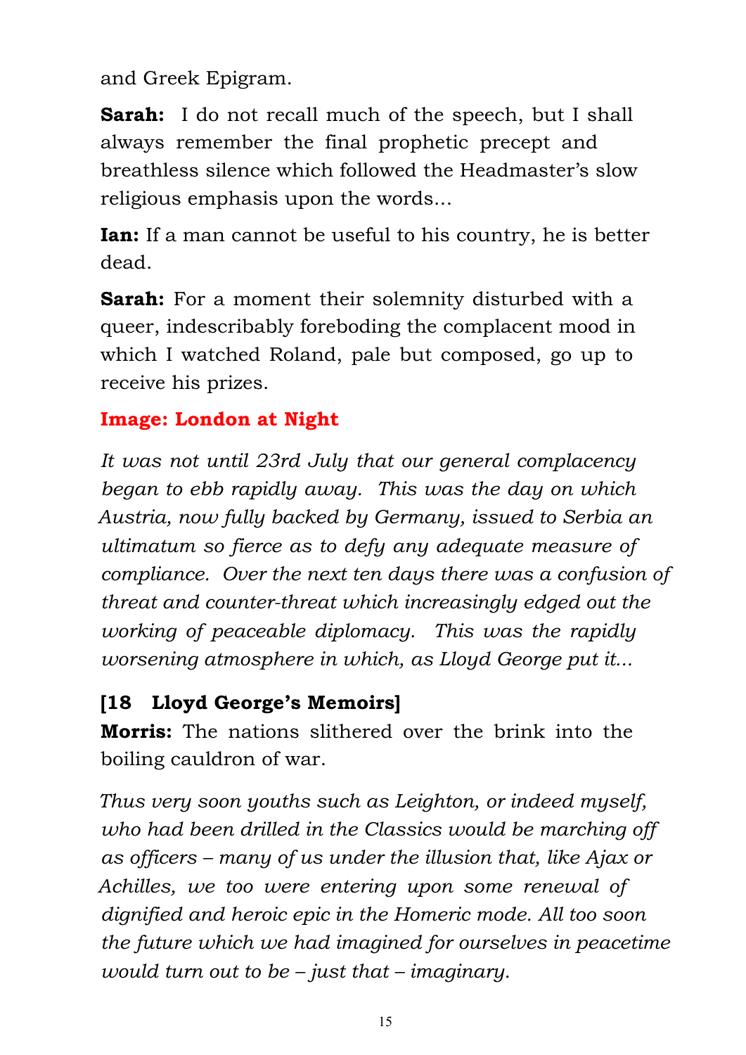and Greek Epigram.

**Sarah:** I do not recall much of the speech, but I shall always remember the final prophetic precept and breathless silence which followed the Headmaster's slow religious emphasis upon the words...

**Ian:** If a man cannot be useful to his country, he is better dead.

**Sarah:** For a moment their solemnity disturbed with a queer, indescribably foreboding the complacent mood in which I watched Roland, pale but composed, go up to receive his prizes.

**Image: London at Night**

*It was not until 23rd July that our general complacency began to ebb rapidly away. This was the day on which Austria, now fully backed by Germany, issued to Serbia an ultimatum so fierce as to defy any adequate measure of compliance. Over the next ten days there was a confusion of threat and counter-threat which increasingly edged out the working of peaceable diplomacy. This was the rapidly worsening atmosphere in which, as Lloyd George put it...*

**[18 Lloyd George's Memoirs]**

**Morris:** The nations slithered over the brink into the boiling cauldron of war.

*Thus very soon youths such as Leighton, or indeed myself, who had been drilled in the Classics would be marching off as officers – many of us under the illusion that, like Ajax or Achilles, we too were entering upon some renewal of dignified and heroic epic in the Homeric mode. All too soon the future which we had imagined for ourselves in peacetime would turn out to be – just that – imaginary.*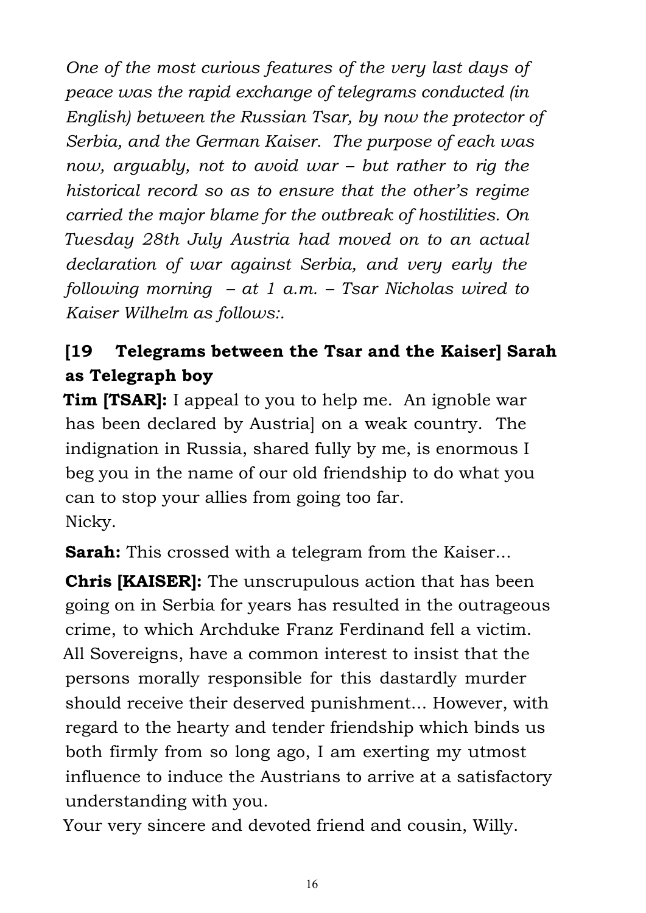*One of the most curious features of the very last days of peace was the rapid exchange of telegrams conducted (in English) between the Russian Tsar, by now the protector of Serbia, and the German Kaiser. The purpose of each was now, arguably, not to avoid war – but rather to rig the historical record so as to ensure that the other's regime carried the major blame for the outbreak of hostilities. On Tuesday 28th July Austria had moved on to an actual declaration of war against Serbia, and very early the following morning – at 1 a.m. – Tsar Nicholas wired to Kaiser Wilhelm as follows:.*

**[19 Telegrams between the Tsar and the Kaiser] Sarah as Telegraph boy**

**Tim [TSAR]:** I appeal to you to help me. An ignoble war has been declared by Austria] on a weak country. The indignation in Russia, shared fully by me, is enormous I beg you in the name of our old friendship to do what you can to stop your allies from going too far.
Nicky.

**Sarah:** This crossed with a telegram from the Kaiser…

**Chris [KAISER]:** The unscrupulous action that has been going on in Serbia for years has resulted in the outrageous crime, to which Archduke Franz Ferdinand fell a victim. All Sovereigns, have a common interest to insist that the persons morally responsible for this dastardly murder should receive their deserved punishment… However, with regard to the hearty and tender friendship which binds us both firmly from so long ago, I am exerting my utmost influence to induce the Austrians to arrive at a satisfactory understanding with you.
Your very sincere and devoted friend and cousin, Willy.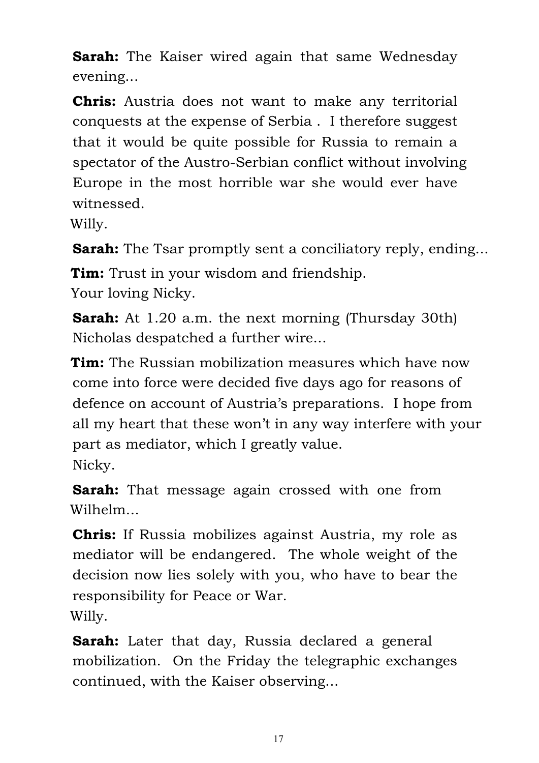**Sarah:** The Kaiser wired again that same Wednesday evening...

**Chris:** Austria does not want to make any territorial conquests at the expense of Serbia . I therefore suggest that it would be quite possible for Russia to remain a spectator of the Austro-Serbian conflict without involving Europe in the most horrible war she would ever have witnessed.
Willy.

**Sarah:** The Tsar promptly sent a conciliatory reply, ending...

**Tim:** Trust in your wisdom and friendship.
Your loving Nicky.

**Sarah:** At 1.20 a.m. the next morning (Thursday 30th) Nicholas despatched a further wire...

**Tim:** The Russian mobilization measures which have now come into force were decided five days ago for reasons of defence on account of Austria's preparations. I hope from all my heart that these won't in any way interfere with your part as mediator, which I greatly value.
Nicky.

**Sarah:** That message again crossed with one from Wilhelm...

**Chris:** If Russia mobilizes against Austria, my role as mediator will be endangered. The whole weight of the decision now lies solely with you, who have to bear the responsibility for Peace or War.
Willy.

**Sarah:** Later that day, Russia declared a general mobilization. On the Friday the telegraphic exchanges continued, with the Kaiser observing...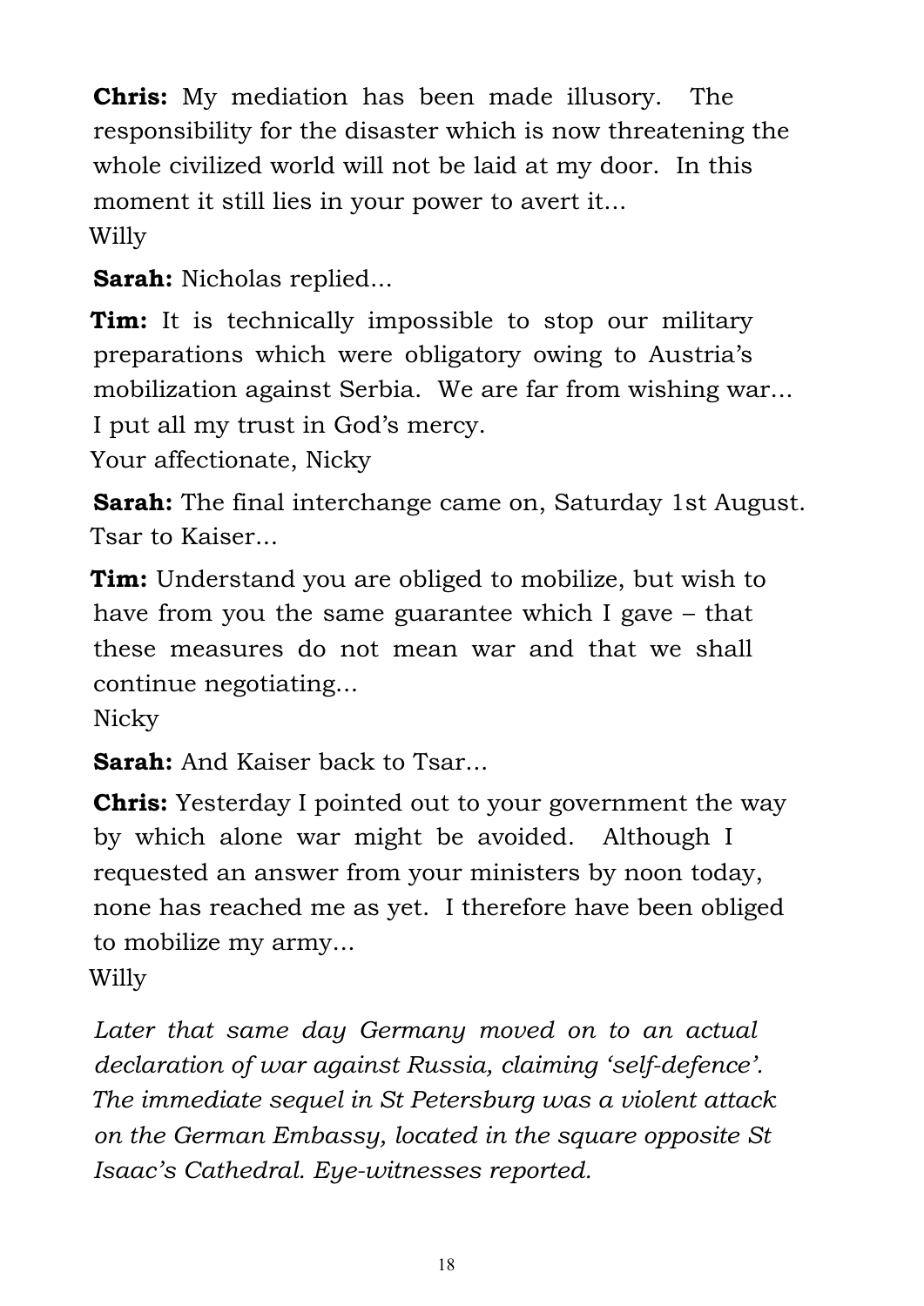**Chris:** My mediation has been made illusory. The responsibility for the disaster which is now threatening the whole civilized world will not be laid at my door. In this moment it still lies in your power to avert it...
Willy

**Sarah:** Nicholas replied...

**Tim:** It is technically impossible to stop our military preparations which were obligatory owing to Austria's mobilization against Serbia. We are far from wishing war... I put all my trust in God's mercy.
Your affectionate, Nicky

**Sarah:** The final interchange came on, Saturday 1st August. Tsar to Kaiser...

**Tim:** Understand you are obliged to mobilize, but wish to have from you the same guarantee which I gave – that these measures do not mean war and that we shall continue negotiating...
Nicky

**Sarah:** And Kaiser back to Tsar...

**Chris:** Yesterday I pointed out to your government the way by which alone war might be avoided. Although I requested an answer from your ministers by noon today, none has reached me as yet. I therefore have been obliged to mobilize my army...
Willy

*Later that same day Germany moved on to an actual declaration of war against Russia, claiming 'self-defence'. The immediate sequel in St Petersburg was a violent attack on the German Embassy, located in the square opposite St Isaac's Cathedral. Eye-witnesses reported.*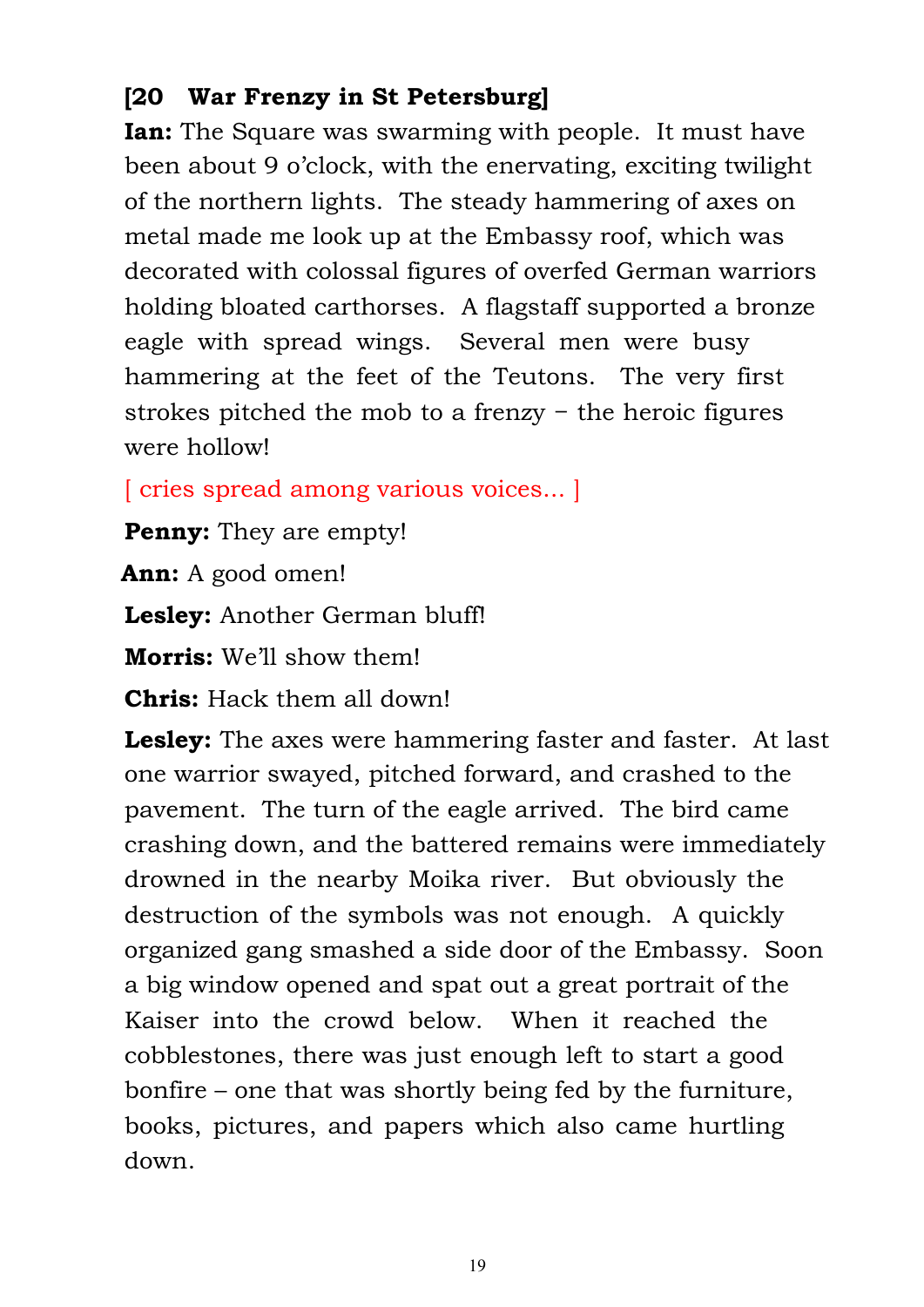**[20 War Frenzy in St Petersburg]**

**Ian:** The Square was swarming with people. It must have been about 9 o'clock, with the enervating, exciting twilight of the northern lights. The steady hammering of axes on metal made me look up at the Embassy roof, which was decorated with colossal figures of overfed German warriors holding bloated carthorses. A flagstaff supported a bronze eagle with spread wings. Several men were busy hammering at the feet of the Teutons. The very first strokes pitched the mob to a frenzy – the heroic figures were hollow!

[ cries spread among various voices… ]

**Penny:** They are empty!

**Ann:** A good omen!

**Lesley:** Another German bluff!

**Morris:** We'll show them!

**Chris:** Hack them all down!

**Lesley:** The axes were hammering faster and faster. At last one warrior swayed, pitched forward, and crashed to the pavement. The turn of the eagle arrived. The bird came crashing down, and the battered remains were immediately drowned in the nearby Moika river. But obviously the destruction of the symbols was not enough. A quickly organized gang smashed a side door of the Embassy. Soon a big window opened and spat out a great portrait of the Kaiser into the crowd below. When it reached the cobblestones, there was just enough left to start a good bonfire – one that was shortly being fed by the furniture, books, pictures, and papers which also came hurtling down.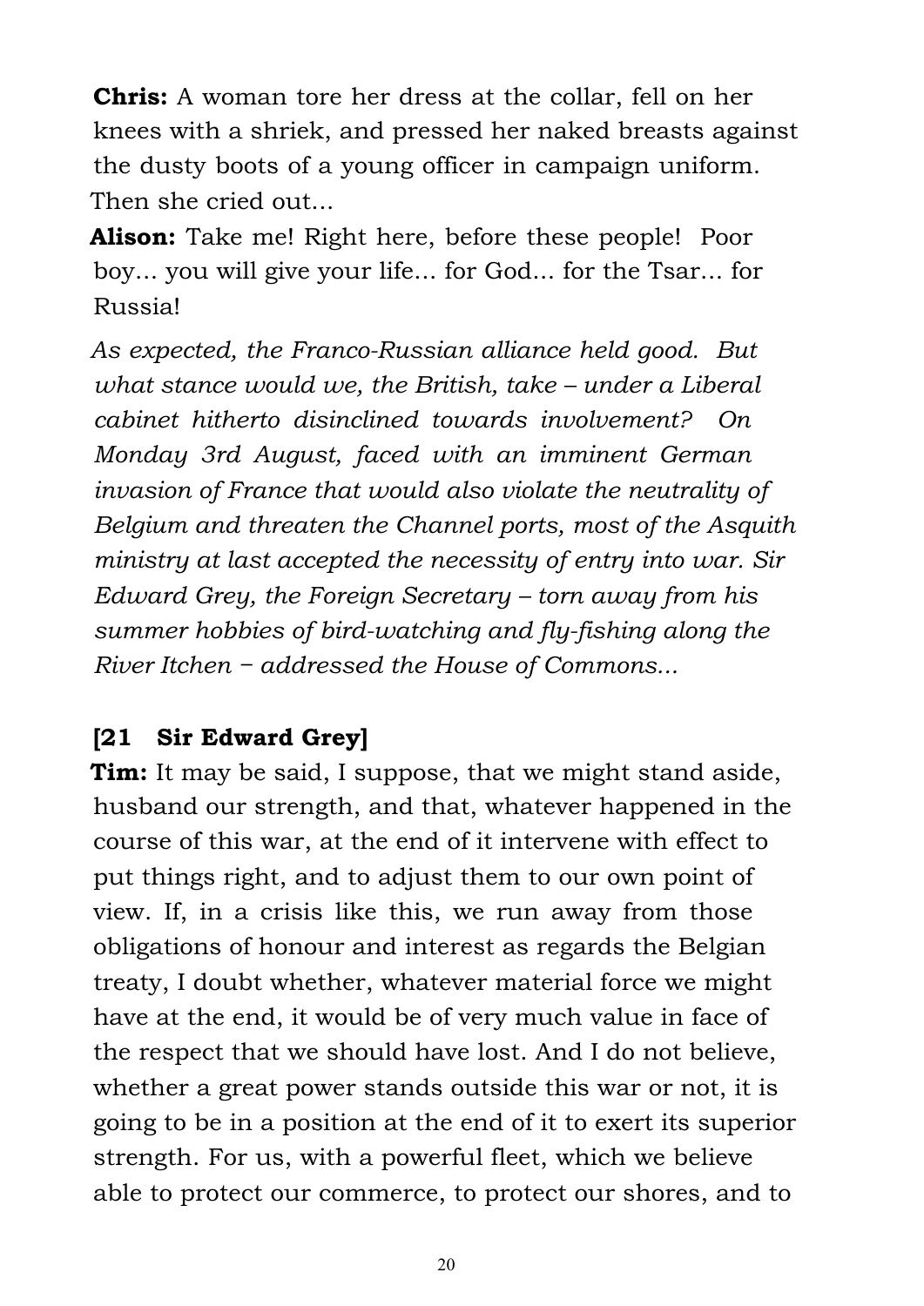**Chris:** A woman tore her dress at the collar, fell on her knees with a shriek, and pressed her naked breasts against the dusty boots of a young officer in campaign uniform. Then she cried out...

**Alison:** Take me! Right here, before these people! Poor boy... you will give your life... for God... for the Tsar... for Russia!

*As expected, the Franco-Russian alliance held good. But what stance would we, the British, take – under a Liberal cabinet hitherto disinclined towards involvement? On Monday 3rd August, faced with an imminent German invasion of France that would also violate the neutrality of Belgium and threaten the Channel ports, most of the Asquith ministry at last accepted the necessity of entry into war. Sir Edward Grey, the Foreign Secretary – torn away from his summer hobbies of bird-watching and fly-fishing along the River Itchen − addressed the House of Commons...*

**[21 Sir Edward Grey]**

**Tim:** It may be said, I suppose, that we might stand aside, husband our strength, and that, whatever happened in the course of this war, at the end of it intervene with effect to put things right, and to adjust them to our own point of view. If, in a crisis like this, we run away from those obligations of honour and interest as regards the Belgian treaty, I doubt whether, whatever material force we might have at the end, it would be of very much value in face of the respect that we should have lost. And I do not believe, whether a great power stands outside this war or not, it is going to be in a position at the end of it to exert its superior strength. For us, with a powerful fleet, which we believe able to protect our commerce, to protect our shores, and to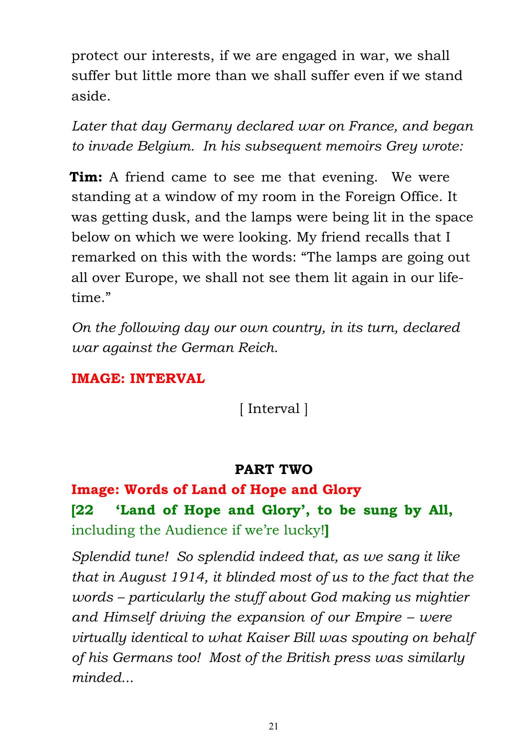protect our interests, if we are engaged in war, we shall suffer but little more than we shall suffer even if we stand aside.

*Later that day Germany declared war on France, and began to invade Belgium. In his subsequent memoirs Grey wrote:*

**Tim:** A friend came to see me that evening. We were standing at a window of my room in the Foreign Office. It was getting dusk, and the lamps were being lit in the space below on which we were looking. My friend recalls that I remarked on this with the words: "The lamps are going out all over Europe, we shall not see them lit again in our life-time."

*On the following day our own country, in its turn, declared war against the German Reich.*

**IMAGE: INTERVAL**

[ Interval ]

## PART TWO

**Image: Words of Land of Hope and Glory**

**[22 'Land of Hope and Glory', to be sung by All,** including the Audience if we're lucky!**]**

*Splendid tune! So splendid indeed that, as we sang it like that in August 1914, it blinded most of us to the fact that the words – particularly the stuff about God making us mightier and Himself driving the expansion of our Empire – were virtually identical to what Kaiser Bill was spouting on behalf of his Germans too! Most of the British press was similarly minded...*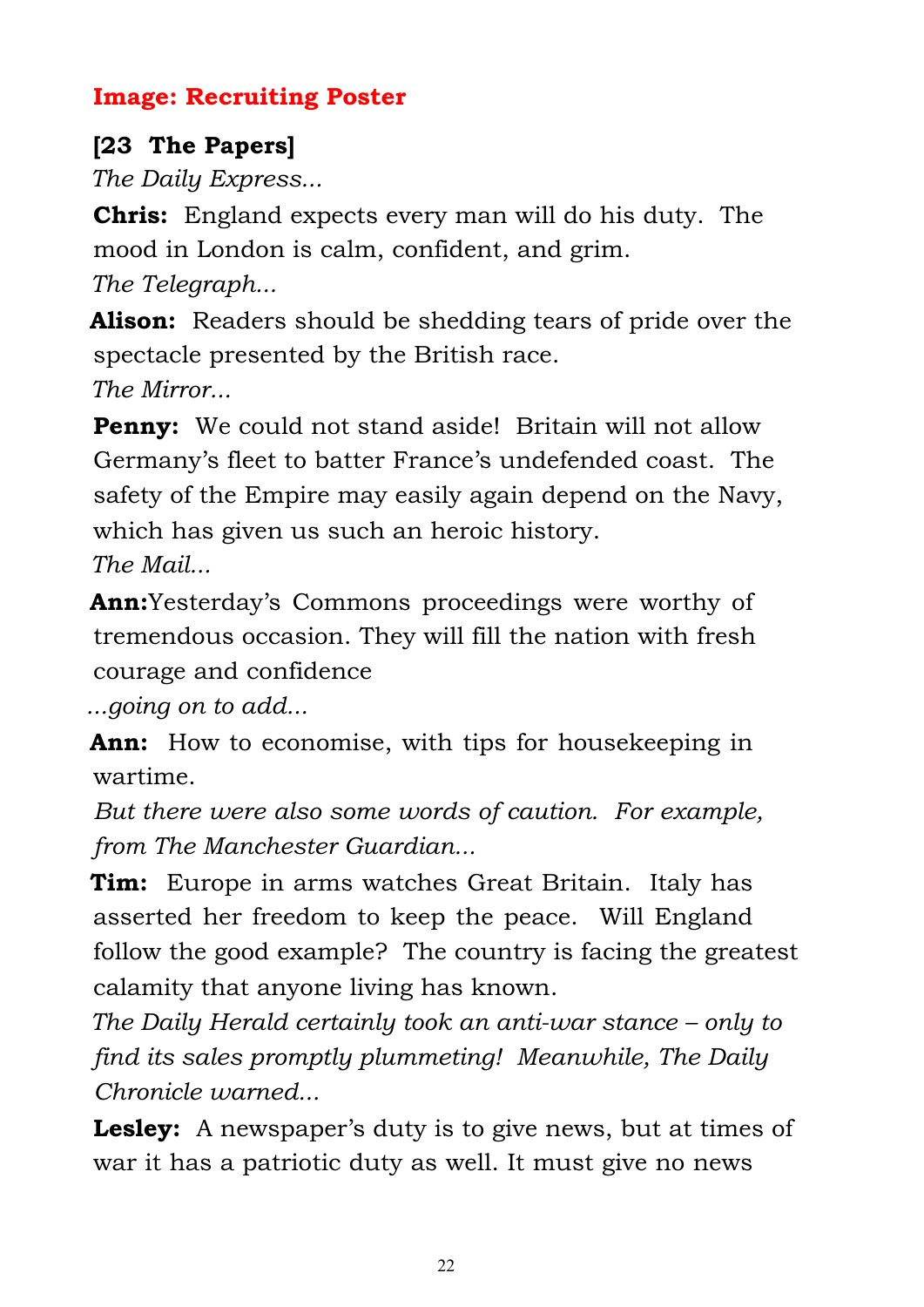**Image: Recruiting Poster**

**[23 The Papers]**

*The Daily Express...*

**Chris:** England expects every man will do his duty. The mood in London is calm, confident, and grim.

*The Telegraph...*

**Alison:** Readers should be shedding tears of pride over the spectacle presented by the British race.

*The Mirror...*

**Penny:** We could not stand aside! Britain will not allow Germany's fleet to batter France's undefended coast. The safety of the Empire may easily again depend on the Navy, which has given us such an heroic history.

*The Mail...*

**Ann:** Yesterday's Commons proceedings were worthy of tremendous occasion. They will fill the nation with fresh courage and confidence

*...going on to add...*

**Ann:** How to economise, with tips for housekeeping in wartime.

*But there were also some words of caution. For example, from The Manchester Guardian...*

**Tim:** Europe in arms watches Great Britain. Italy has asserted her freedom to keep the peace. Will England follow the good example? The country is facing the greatest calamity that anyone living has known.

*The Daily Herald certainly took an anti-war stance – only to find its sales promptly plummeting! Meanwhile, The Daily Chronicle warned...*

**Lesley:** A newspaper's duty is to give news, but at times of war it has a patriotic duty as well. It must give no news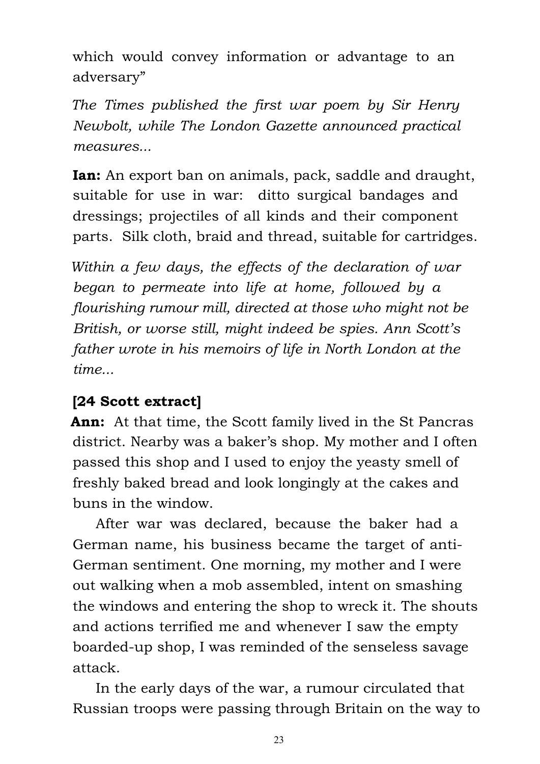which would convey information or advantage to an adversary"

*The Times published the first war poem by Sir Henry Newbolt, while The London Gazette announced practical measures...*

**Ian:** An export ban on animals, pack, saddle and draught, suitable for use in war: ditto surgical bandages and dressings; projectiles of all kinds and their component parts. Silk cloth, braid and thread, suitable for cartridges.

*Within a few days, the effects of the declaration of war began to permeate into life at home, followed by a flourishing rumour mill, directed at those who might not be British, or worse still, might indeed be spies. Ann Scott's father wrote in his memoirs of life in North London at the time...*

**[24 Scott extract]**

**Ann:** At that time, the Scott family lived in the St Pancras district. Nearby was a baker's shop. My mother and I often passed this shop and I used to enjoy the yeasty smell of freshly baked bread and look longingly at the cakes and buns in the window.

After war was declared, because the baker had a German name, his business became the target of anti-German sentiment. One morning, my mother and I were out walking when a mob assembled, intent on smashing the windows and entering the shop to wreck it. The shouts and actions terrified me and whenever I saw the empty boarded-up shop, I was reminded of the senseless savage attack.

In the early days of the war, a rumour circulated that Russian troops were passing through Britain on the way to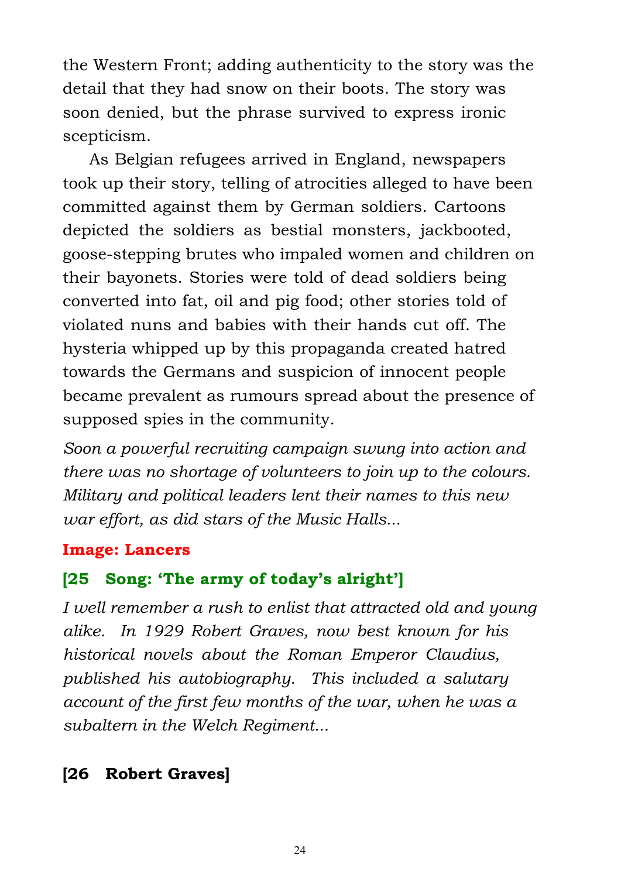the Western Front; adding authenticity to the story was the detail that they had snow on their boots. The story was soon denied, but the phrase survived to express ironic scepticism.

As Belgian refugees arrived in England, newspapers took up their story, telling of atrocities alleged to have been committed against them by German soldiers. Cartoons depicted the soldiers as bestial monsters, jackbooted, goose-stepping brutes who impaled women and children on their bayonets. Stories were told of dead soldiers being converted into fat, oil and pig food; other stories told of violated nuns and babies with their hands cut off. The hysteria whipped up by this propaganda created hatred towards the Germans and suspicion of innocent people became prevalent as rumours spread about the presence of supposed spies in the community.

*Soon a powerful recruiting campaign swung into action and there was no shortage of volunteers to join up to the colours. Military and political leaders lent their names to this new war effort, as did stars of the Music Halls...*

**Image: Lancers**

**[25 Song: 'The army of today's alright']**

*I well remember a rush to enlist that attracted old and young alike. In 1929 Robert Graves, now best known for his historical novels about the Roman Emperor Claudius, published his autobiography. This included a salutary account of the first few months of the war, when he was a subaltern in the Welch Regiment...*

**[26 Robert Graves]**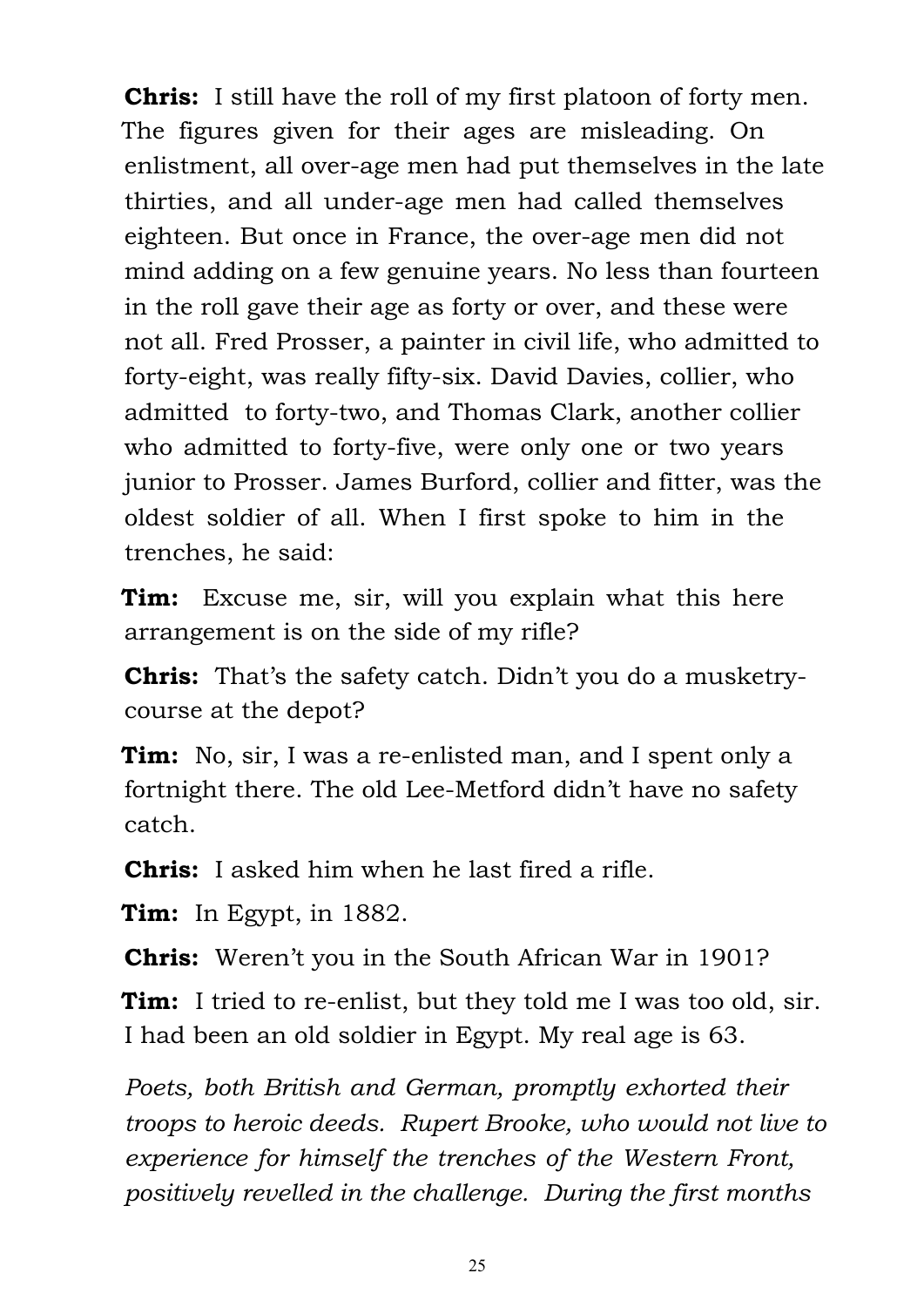**Chris:** I still have the roll of my first platoon of forty men. The figures given for their ages are misleading. On enlistment, all over-age men had put themselves in the late thirties, and all under-age men had called themselves eighteen. But once in France, the over-age men did not mind adding on a few genuine years. No less than fourteen in the roll gave their age as forty or over, and these were not all. Fred Prosser, a painter in civil life, who admitted to forty-eight, was really fifty-six. David Davies, collier, who admitted to forty-two, and Thomas Clark, another collier who admitted to forty-five, were only one or two years junior to Prosser. James Burford, collier and fitter, was the oldest soldier of all. When I first spoke to him in the trenches, he said:

**Tim:** Excuse me, sir, will you explain what this here arrangement is on the side of my rifle?

**Chris:** That's the safety catch. Didn't you do a musketry-course at the depot?

**Tim:** No, sir, I was a re-enlisted man, and I spent only a fortnight there. The old Lee-Metford didn't have no safety catch.

**Chris:** I asked him when he last fired a rifle.

**Tim:** In Egypt, in 1882.

**Chris:** Weren't you in the South African War in 1901?

**Tim:** I tried to re-enlist, but they told me I was too old, sir. I had been an old soldier in Egypt. My real age is 63.

*Poets, both British and German, promptly exhorted their troops to heroic deeds. Rupert Brooke, who would not live to experience for himself the trenches of the Western Front, positively revelled in the challenge. During the first months*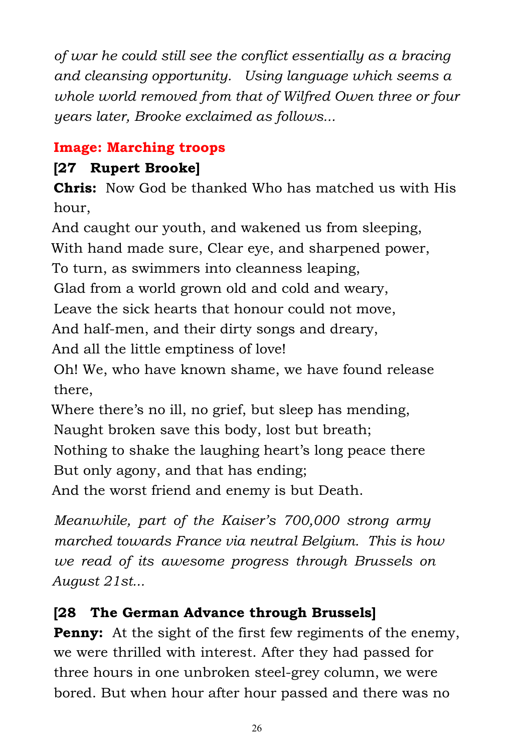*of war he could still see the conflict essentially as a bracing and cleansing opportunity. Using language which seems a whole world removed from that of Wilfred Owen three or four years later, Brooke exclaimed as follows...*

**Image: Marching troops**

**[27 Rupert Brooke]**

**Chris:** Now God be thanked Who has matched us with His hour,
And caught our youth, and wakened us from sleeping,
With hand made sure, Clear eye, and sharpened power,
To turn, as swimmers into cleanness leaping,
Glad from a world grown old and cold and weary,
Leave the sick hearts that honour could not move,
And half-men, and their dirty songs and dreary,
And all the little emptiness of love!
Oh! We, who have known shame, we have found release there,
Where there's no ill, no grief, but sleep has mending,
Naught broken save this body, lost but breath;
Nothing to shake the laughing heart's long peace there
But only agony, and that has ending;
And the worst friend and enemy is but Death.

*Meanwhile, part of the Kaiser's 700,000 strong army marched towards France via neutral Belgium. This is how we read of its awesome progress through Brussels on August 21st...*

**[28 The German Advance through Brussels]**

**Penny:** At the sight of the first few regiments of the enemy, we were thrilled with interest. After they had passed for three hours in one unbroken steel-grey column, we were bored. But when hour after hour passed and there was no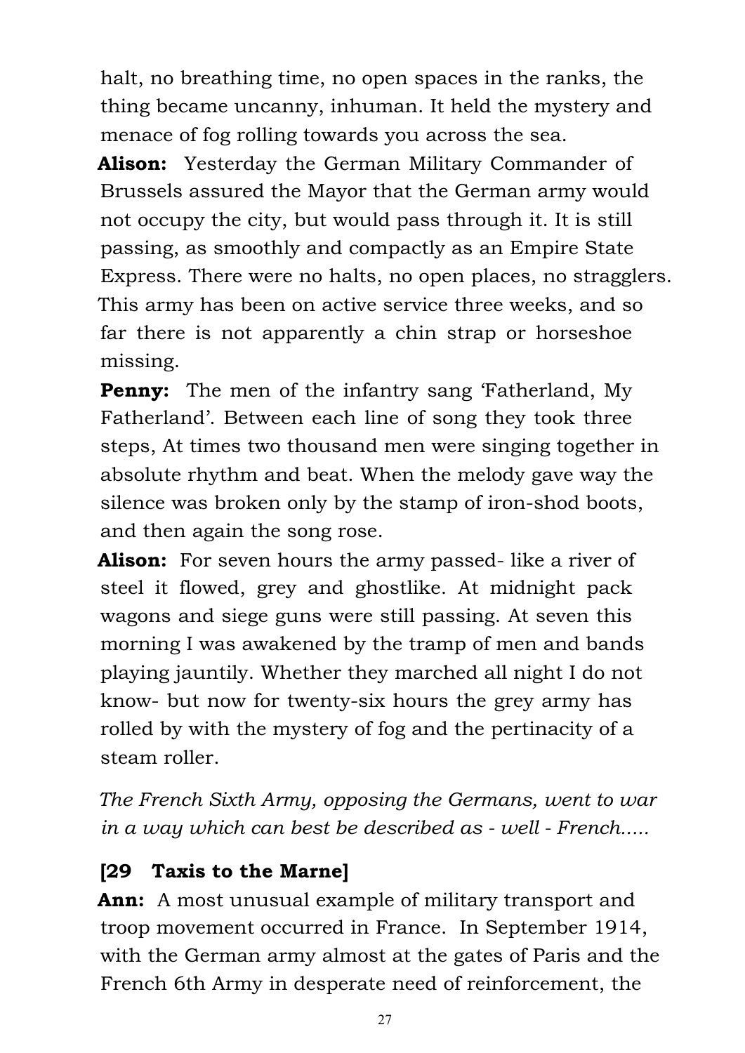halt, no breathing time, no open spaces in the ranks, the thing became uncanny, inhuman. It held the mystery and menace of fog rolling towards you across the sea.

**Alison:** Yesterday the German Military Commander of Brussels assured the Mayor that the German army would not occupy the city, but would pass through it. It is still passing, as smoothly and compactly as an Empire State Express. There were no halts, no open places, no stragglers. This army has been on active service three weeks, and so far there is not apparently a chin strap or horseshoe missing.

**Penny:** The men of the infantry sang 'Fatherland, My Fatherland'. Between each line of song they took three steps, At times two thousand men were singing together in absolute rhythm and beat. When the melody gave way the silence was broken only by the stamp of iron-shod boots, and then again the song rose.

**Alison:** For seven hours the army passed- like a river of steel it flowed, grey and ghostlike. At midnight pack wagons and siege guns were still passing. At seven this morning I was awakened by the tramp of men and bands playing jauntily. Whether they marched all night I do not know- but now for twenty-six hours the grey army has rolled by with the mystery of fog and the pertinacity of a steam roller.

*The French Sixth Army, opposing the Germans, went to war in a way which can best be described as - well - French.....*

**[29 Taxis to the Marne]**

**Ann:** A most unusual example of military transport and troop movement occurred in France. In September 1914, with the German army almost at the gates of Paris and the French 6th Army in desperate need of reinforcement, the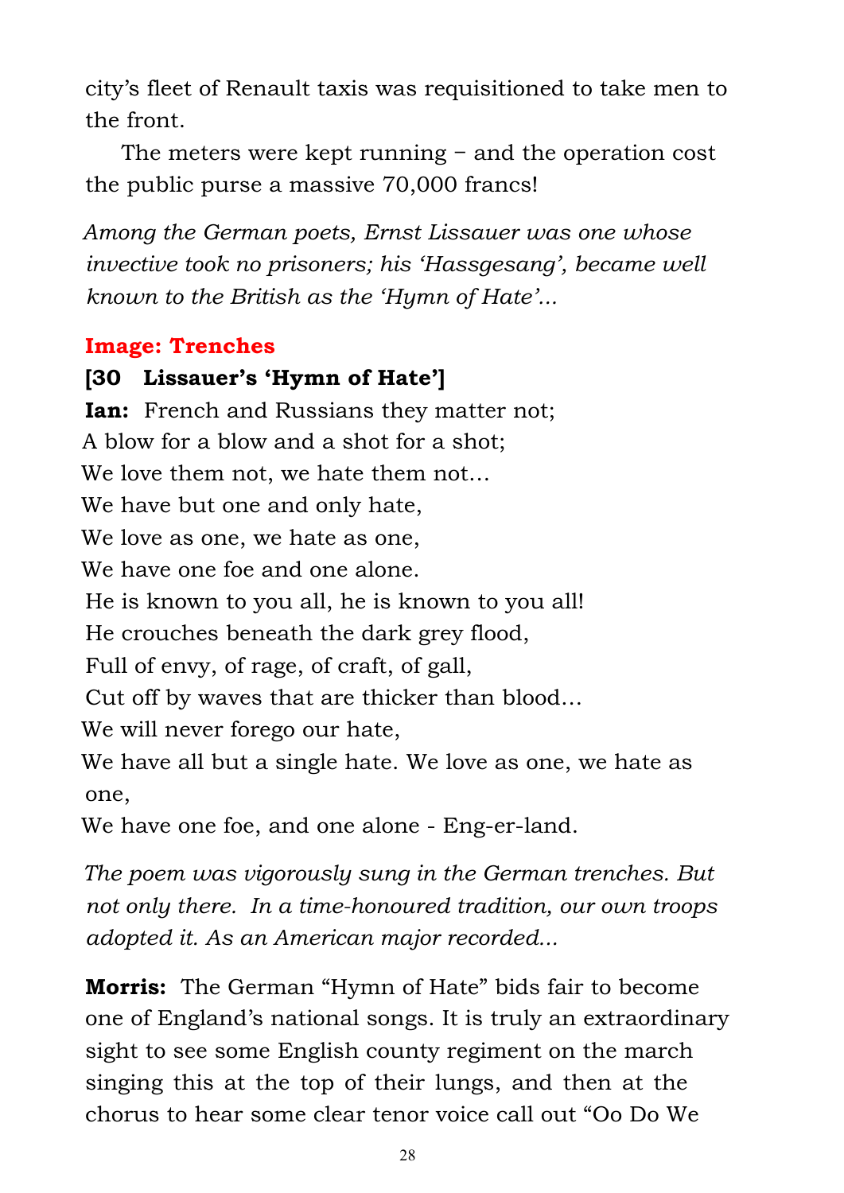city's fleet of Renault taxis was requisitioned to take men to the front.

The meters were kept running – and the operation cost the public purse a massive 70,000 francs!

*Among the German poets, Ernst Lissauer was one whose invective took no prisoners; his 'Hassgesang', became well known to the British as the 'Hymn of Hate'...*

**Image: Trenches**

**[30 Lissauer's 'Hymn of Hate']**

**Ian:** French and Russians they matter not;
A blow for a blow and a shot for a shot;
We love them not, we hate them not…
We have but one and only hate,
We love as one, we hate as one,
We have one foe and one alone.
He is known to you all, he is known to you all!
He crouches beneath the dark grey flood,
Full of envy, of rage, of craft, of gall,
Cut off by waves that are thicker than blood…
We will never forego our hate,
We have all but a single hate. We love as one, we hate as one,
We have one foe, and one alone - Eng-er-land.

*The poem was vigorously sung in the German trenches. But not only there. In a time-honoured tradition, our own troops adopted it. As an American major recorded...*

**Morris:** The German "Hymn of Hate" bids fair to become one of England's national songs. It is truly an extraordinary sight to see some English county regiment on the march singing this at the top of their lungs, and then at the chorus to hear some clear tenor voice call out "Oo Do We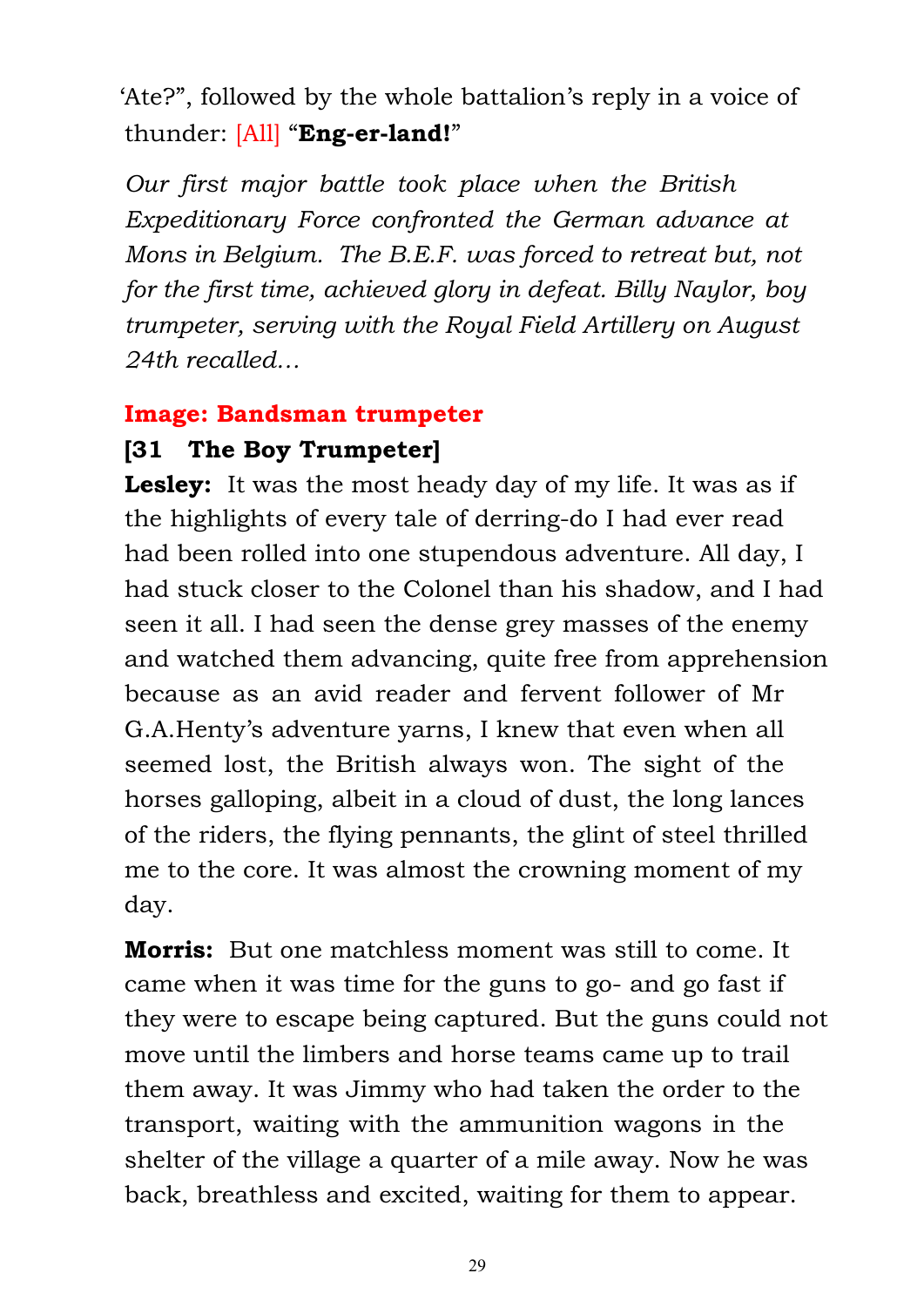'Ate?", followed by the whole battalion's reply in a voice of thunder: [All] "**Eng-er-land!**"

*Our first major battle took place when the British Expeditionary Force confronted the German advance at Mons in Belgium. The B.E.F. was forced to retreat but, not for the first time, achieved glory in defeat. Billy Naylor, boy trumpeter, serving with the Royal Field Artillery on August 24th recalled…*

**Image: Bandsman trumpeter**

**[31 The Boy Trumpeter]**

**Lesley:** It was the most heady day of my life. It was as if the highlights of every tale of derring-do I had ever read had been rolled into one stupendous adventure. All day, I had stuck closer to the Colonel than his shadow, and I had seen it all. I had seen the dense grey masses of the enemy and watched them advancing, quite free from apprehension because as an avid reader and fervent follower of Mr G.A.Henty's adventure yarns, I knew that even when all seemed lost, the British always won. The sight of the horses galloping, albeit in a cloud of dust, the long lances of the riders, the flying pennants, the glint of steel thrilled me to the core. It was almost the crowning moment of my day.

**Morris:** But one matchless moment was still to come. It came when it was time for the guns to go- and go fast if they were to escape being captured. But the guns could not move until the limbers and horse teams came up to trail them away. It was Jimmy who had taken the order to the transport, waiting with the ammunition wagons in the shelter of the village a quarter of a mile away. Now he was back, breathless and excited, waiting for them to appear.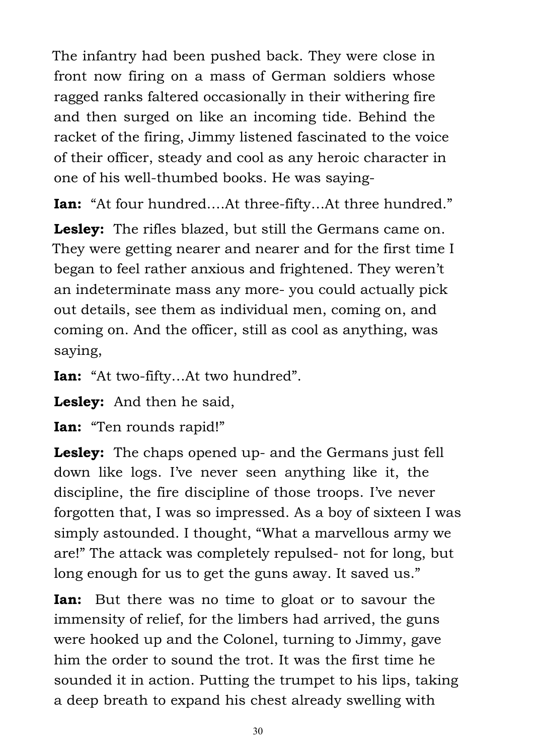The infantry had been pushed back. They were close in front now firing on a mass of German soldiers whose ragged ranks faltered occasionally in their withering fire and then surged on like an incoming tide. Behind the racket of the firing, Jimmy listened fascinated to the voice of their officer, steady and cool as any heroic character in one of his well-thumbed books. He was saying-

**Ian:** "At four hundred....At three-fifty…At three hundred."

**Lesley:** The rifles blazed, but still the Germans came on. They were getting nearer and nearer and for the first time I began to feel rather anxious and frightened. They weren't an indeterminate mass any more- you could actually pick out details, see them as individual men, coming on, and coming on. And the officer, still as cool as anything, was saying,

**Ian:** "At two-fifty…At two hundred".

**Lesley:** And then he said,

**Ian:** "Ten rounds rapid!"

**Lesley:** The chaps opened up- and the Germans just fell down like logs. I've never seen anything like it, the discipline, the fire discipline of those troops. I've never forgotten that, I was so impressed. As a boy of sixteen I was simply astounded. I thought, "What a marvellous army we are!" The attack was completely repulsed- not for long, but long enough for us to get the guns away. It saved us."

**Ian:** But there was no time to gloat or to savour the immensity of relief, for the limbers had arrived, the guns were hooked up and the Colonel, turning to Jimmy, gave him the order to sound the trot. It was the first time he sounded it in action. Putting the trumpet to his lips, taking a deep breath to expand his chest already swelling with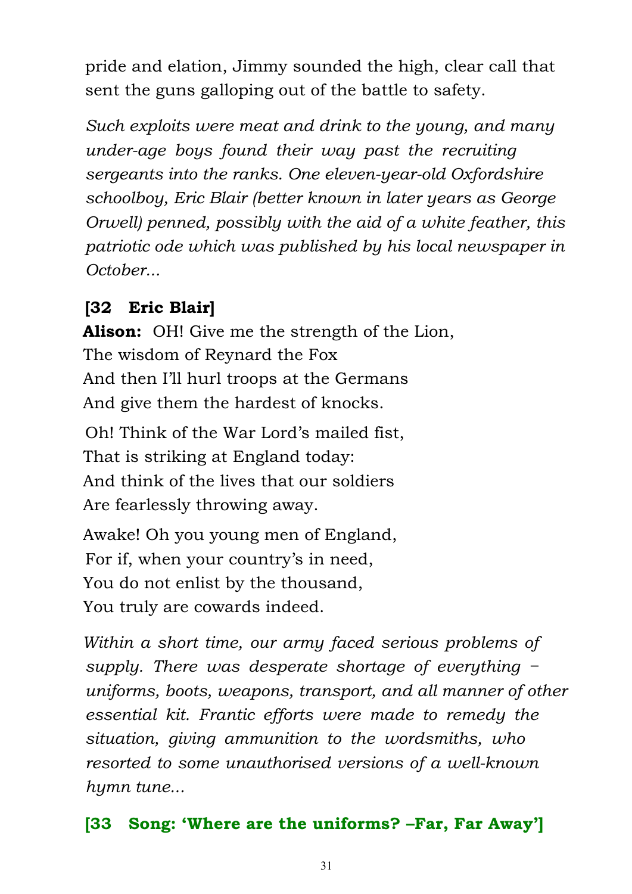pride and elation, Jimmy sounded the high, clear call that sent the guns galloping out of the battle to safety.

*Such exploits were meat and drink to the young, and many under-age boys found their way past the recruiting sergeants into the ranks. One eleven-year-old Oxfordshire schoolboy, Eric Blair (better known in later years as George Orwell) penned, possibly with the aid of a white feather, this patriotic ode which was published by his local newspaper in October...*

**[32 Eric Blair]**

**Alison:** OH! Give me the strength of the Lion,
The wisdom of Reynard the Fox
And then I'll hurl troops at the Germans
And give them the hardest of knocks.

Oh! Think of the War Lord's mailed fist,
That is striking at England today:
And think of the lives that our soldiers
Are fearlessly throwing away.

Awake! Oh you young men of England,
For if, when your country's in need,
You do not enlist by the thousand,
You truly are cowards indeed.

*Within a short time, our army faced serious problems of supply. There was desperate shortage of everything – uniforms, boots, weapons, transport, and all manner of other essential kit. Frantic efforts were made to remedy the situation, giving ammunition to the wordsmiths, who resorted to some unauthorised versions of a well-known hymn tune...*

**[33 Song: 'Where are the uniforms? –Far, Far Away']**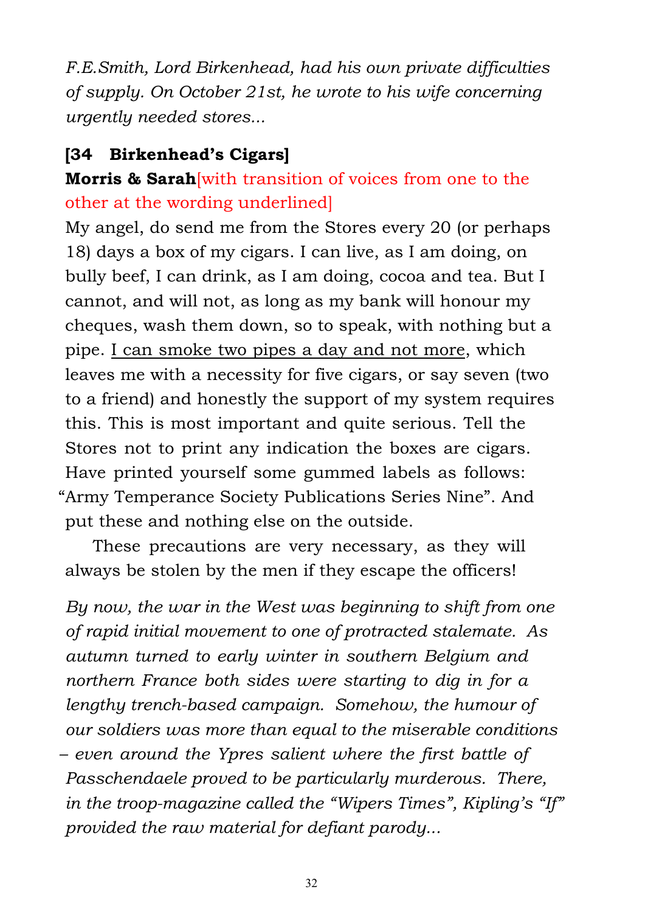*F.E.Smith, Lord Birkenhead, had his own private difficulties of supply. On October 21st, he wrote to his wife concerning urgently needed stores...*

**[34 Birkenhead's Cigars]**

**Morris & Sarah**[with transition of voices from one to the other at the wording underlined]

My angel, do send me from the Stores every 20 (or perhaps 18) days a box of my cigars. I can live, as I am doing, on bully beef, I can drink, as I am doing, cocoa and tea. But I cannot, and will not, as long as my bank will honour my cheques, wash them down, so to speak, with nothing but a pipe. <u>I can smoke two pipes a day and not more</u>, which leaves me with a necessity for five cigars, or say seven (two to a friend) and honestly the support of my system requires this. This is most important and quite serious. Tell the Stores not to print any indication the boxes are cigars. Have printed yourself some gummed labels as follows: "Army Temperance Society Publications Series Nine". And put these and nothing else on the outside.

These precautions are very necessary, as they will always be stolen by the men if they escape the officers!

*By now, the war in the West was beginning to shift from one of rapid initial movement to one of protracted stalemate. As autumn turned to early winter in southern Belgium and northern France both sides were starting to dig in for a lengthy trench-based campaign. Somehow, the humour of our soldiers was more than equal to the miserable conditions – even around the Ypres salient where the first battle of Passchendaele proved to be particularly murderous. There, in the troop-magazine called the "Wipers Times", Kipling's "If" provided the raw material for defiant parody...*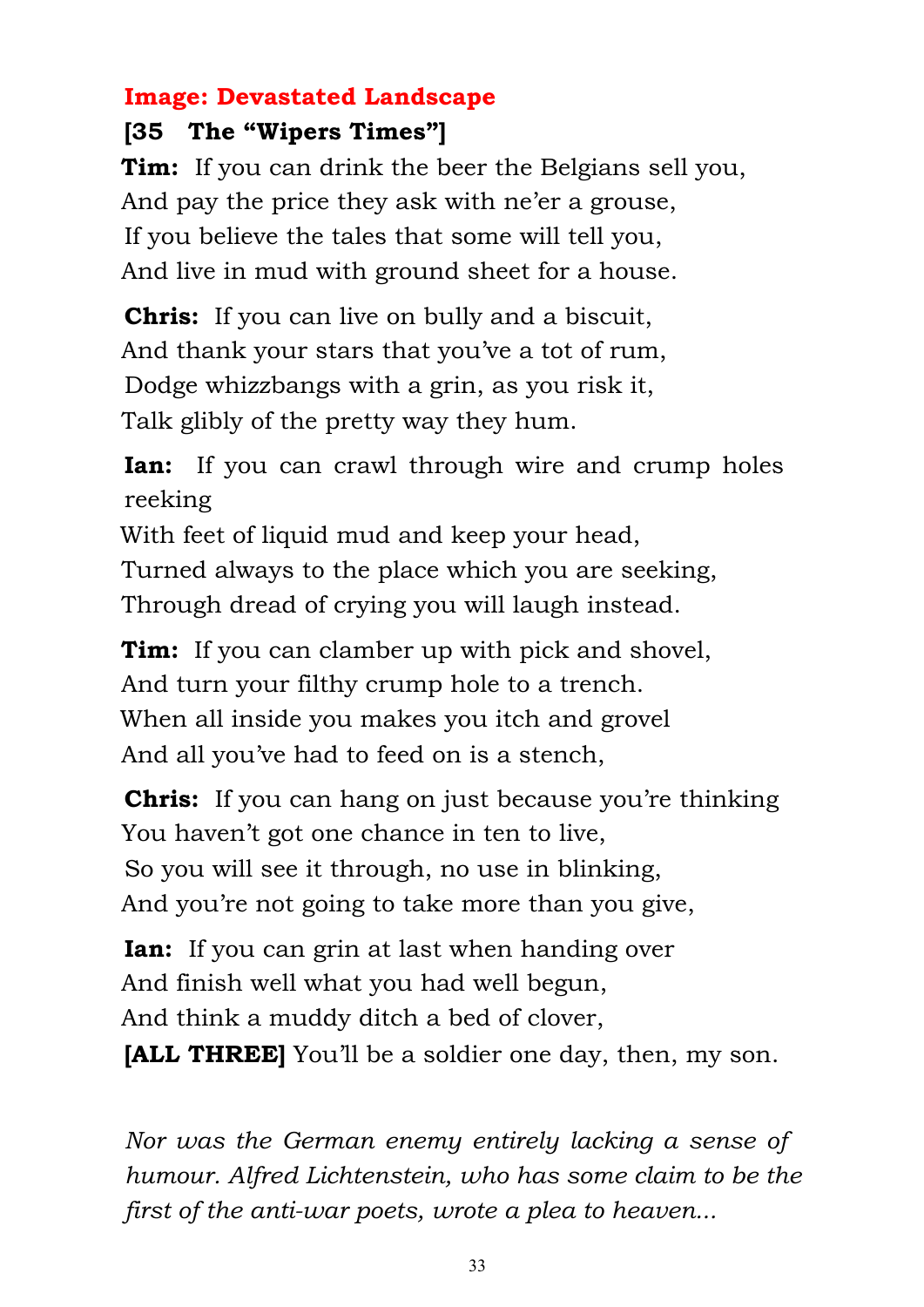**Image: Devastated Landscape**

**[35 The "Wipers Times"]**

**Tim:** If you can drink the beer the Belgians sell you,
And pay the price they ask with ne'er a grouse,
If you believe the tales that some will tell you,
And live in mud with ground sheet for a house.

**Chris:** If you can live on bully and a biscuit,
And thank your stars that you've a tot of rum,
Dodge whizzbangs with a grin, as you risk it,
Talk glibly of the pretty way they hum.

**Ian:** If you can crawl through wire and crump holes reeking
With feet of liquid mud and keep your head,
Turned always to the place which you are seeking,
Through dread of crying you will laugh instead.

**Tim:** If you can clamber up with pick and shovel,
And turn your filthy crump hole to a trench.
When all inside you makes you itch and grovel
And all you've had to feed on is a stench,

**Chris:** If you can hang on just because you're thinking
You haven't got one chance in ten to live,
So you will see it through, no use in blinking,
And you're not going to take more than you give,

**Ian:** If you can grin at last when handing over
And finish well what you had well begun,
And think a muddy ditch a bed of clover,
**[ALL THREE]** You'll be a soldier one day, then, my son.

*Nor was the German enemy entirely lacking a sense of humour. Alfred Lichtenstein, who has some claim to be the first of the anti-war poets, wrote a plea to heaven...*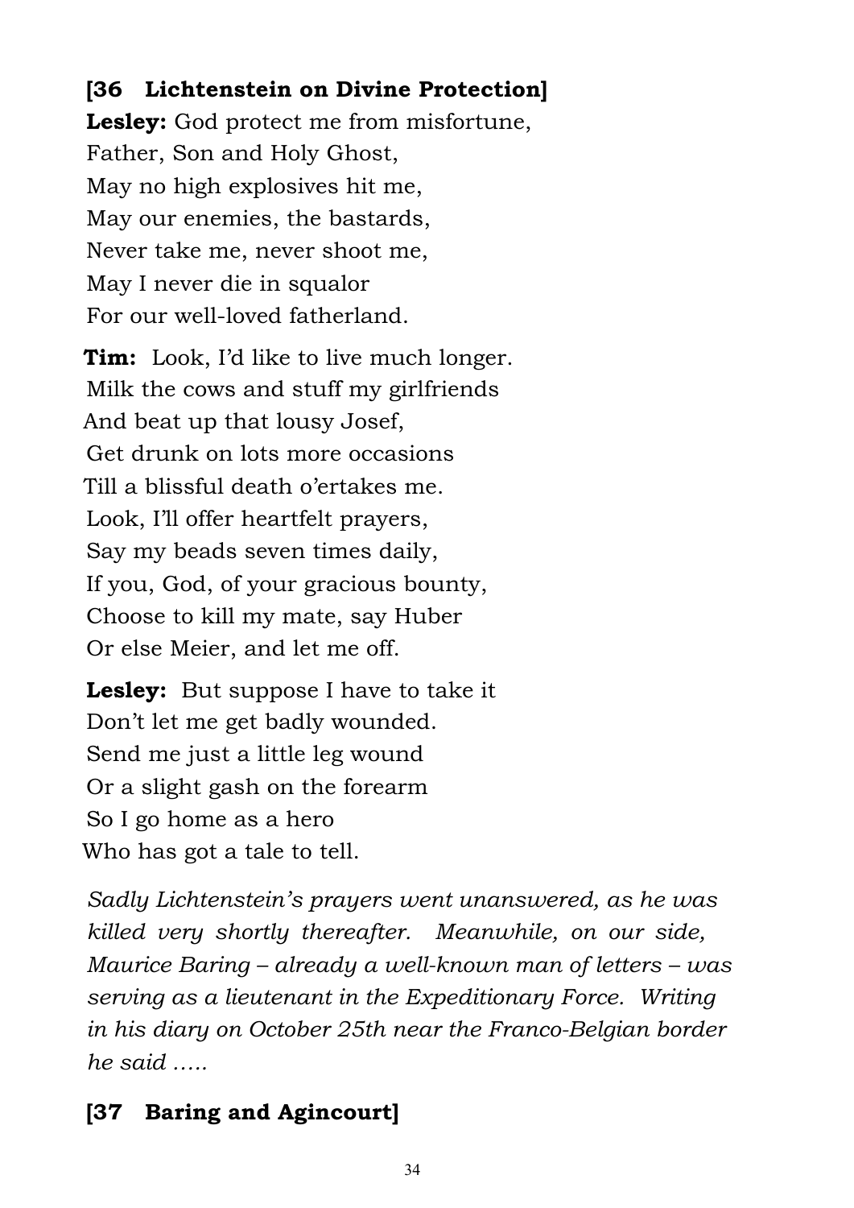**[36 Lichtenstein on Divine Protection]**

**Lesley:** God protect me from misfortune,
Father, Son and Holy Ghost,
May no high explosives hit me,
May our enemies, the bastards,
Never take me, never shoot me,
May I never die in squalor
For our well-loved fatherland.

**Tim:** Look, I'd like to live much longer.
Milk the cows and stuff my girlfriends
And beat up that lousy Josef,
Get drunk on lots more occasions
Till a blissful death o'ertakes me.
Look, I'll offer heartfelt prayers,
Say my beads seven times daily,
If you, God, of your gracious bounty,
Choose to kill my mate, say Huber
Or else Meier, and let me off.

**Lesley:** But suppose I have to take it
Don't let me get badly wounded.
Send me just a little leg wound
Or a slight gash on the forearm
So I go home as a hero
Who has got a tale to tell.

*Sadly Lichtenstein's prayers went unanswered, as he was killed very shortly thereafter. Meanwhile, on our side, Maurice Baring – already a well-known man of letters – was serving as a lieutenant in the Expeditionary Force. Writing in his diary on October 25th near the Franco-Belgian border he said .....*

**[37 Baring and Agincourt]**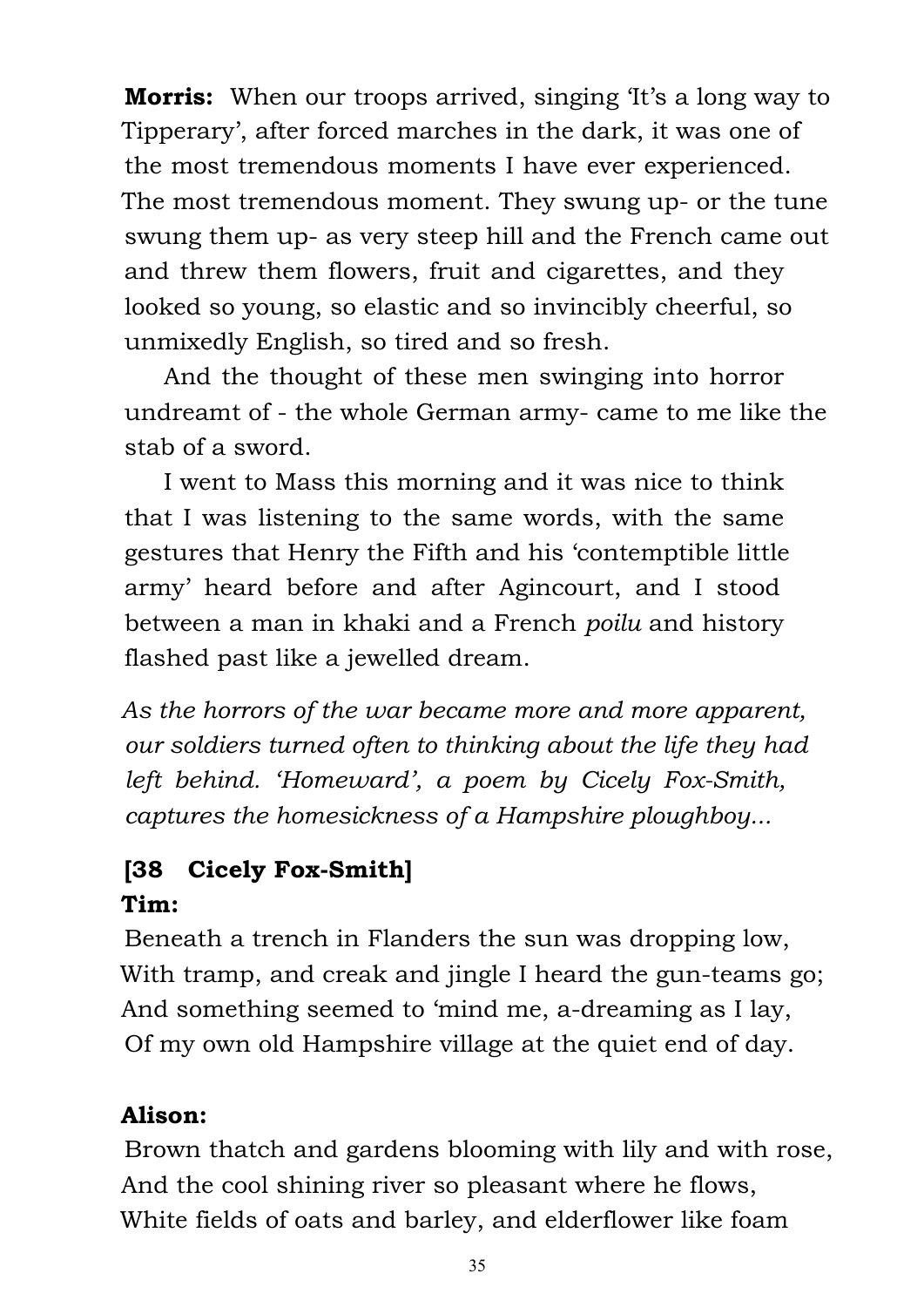**Morris:** When our troops arrived, singing 'It's a long way to Tipperary', after forced marches in the dark, it was one of the most tremendous moments I have ever experienced. The most tremendous moment. They swung up- or the tune swung them up- as very steep hill and the French came out and threw them flowers, fruit and cigarettes, and they looked so young, so elastic and so invincibly cheerful, so unmixedly English, so tired and so fresh.

And the thought of these men swinging into horror undreamt of - the whole German army- came to me like the stab of a sword.

I went to Mass this morning and it was nice to think that I was listening to the same words, with the same gestures that Henry the Fifth and his 'contemptible little army' heard before and after Agincourt, and I stood between a man in khaki and a French *poilu* and history flashed past like a jewelled dream.

*As the horrors of the war became more and more apparent, our soldiers turned often to thinking about the life they had left behind. 'Homeward', a poem by Cicely Fox-Smith, captures the homesickness of a Hampshire ploughboy...*

**[38 Cicely Fox-Smith]**

**Tim:**

Beneath a trench in Flanders the sun was dropping low,
With tramp, and creak and jingle I heard the gun-teams go;
And something seemed to 'mind me, a-dreaming as I lay,
Of my own old Hampshire village at the quiet end of day.

**Alison:**

Brown thatch and gardens blooming with lily and with rose,
And the cool shining river so pleasant where he flows,
White fields of oats and barley, and elderflower like foam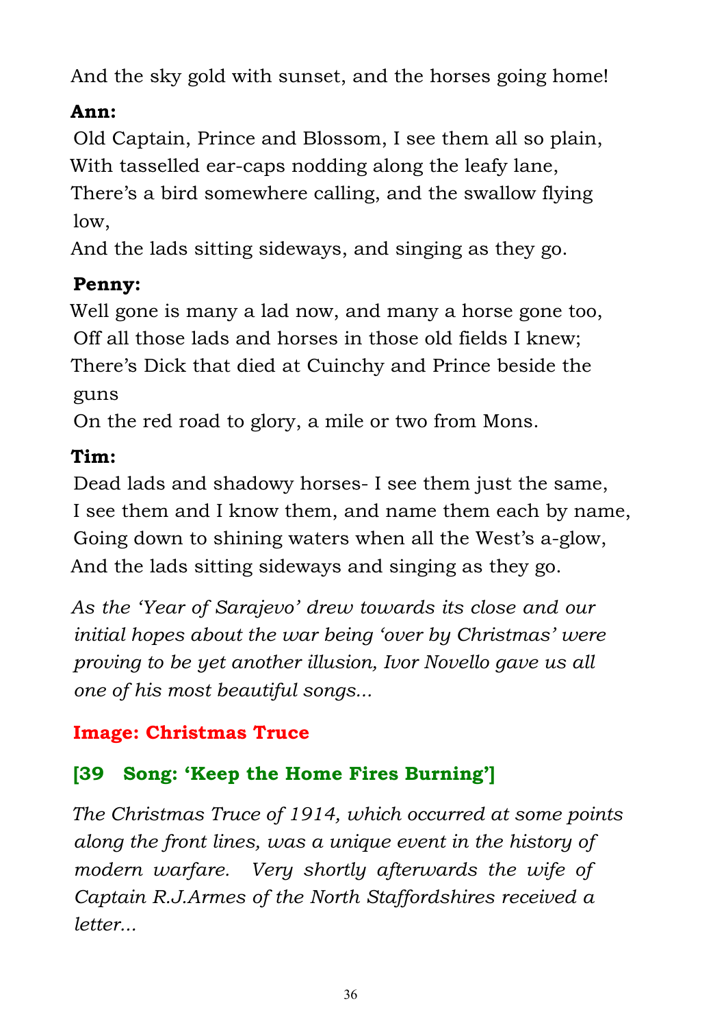And the sky gold with sunset, and the horses going home!

**Ann:**

Old Captain, Prince and Blossom, I see them all so plain,
With tasselled ear-caps nodding along the leafy lane,
There's a bird somewhere calling, and the swallow flying low,
And the lads sitting sideways, and singing as they go.

**Penny:**

Well gone is many a lad now, and many a horse gone too,
Off all those lads and horses in those old fields I knew;
There's Dick that died at Cuinchy and Prince beside the guns
On the red road to glory, a mile or two from Mons.

**Tim:**

Dead lads and shadowy horses- I see them just the same,
I see them and I know them, and name them each by name,
Going down to shining waters when all the West's a-glow,
And the lads sitting sideways and singing as they go.

*As the 'Year of Sarajevo' drew towards its close and our initial hopes about the war being 'over by Christmas' were proving to be yet another illusion, Ivor Novello gave us all one of his most beautiful songs...*

**Image: Christmas Truce**

**[39 Song: 'Keep the Home Fires Burning']**

*The Christmas Truce of 1914, which occurred at some points along the front lines, was a unique event in the history of modern warfare. Very shortly afterwards the wife of Captain R.J.Armes of the North Staffordshires received a letter...*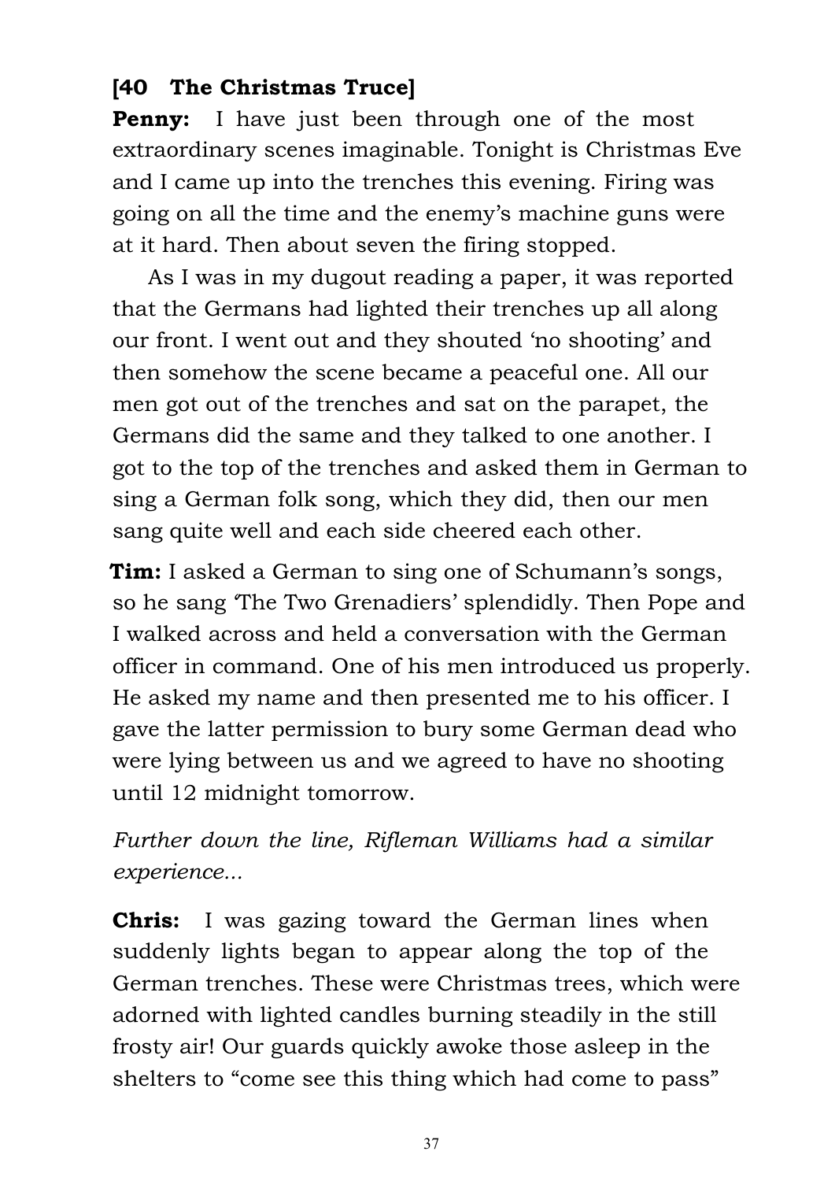**[40 The Christmas Truce]**

**Penny:** I have just been through one of the most extraordinary scenes imaginable. Tonight is Christmas Eve and I came up into the trenches this evening. Firing was going on all the time and the enemy's machine guns were at it hard. Then about seven the firing stopped.

As I was in my dugout reading a paper, it was reported that the Germans had lighted their trenches up all along our front. I went out and they shouted 'no shooting' and then somehow the scene became a peaceful one. All our men got out of the trenches and sat on the parapet, the Germans did the same and they talked to one another. I got to the top of the trenches and asked them in German to sing a German folk song, which they did, then our men sang quite well and each side cheered each other.

**Tim:** I asked a German to sing one of Schumann's songs, so he sang 'The Two Grenadiers' splendidly. Then Pope and I walked across and held a conversation with the German officer in command. One of his men introduced us properly. He asked my name and then presented me to his officer. I gave the latter permission to bury some German dead who were lying between us and we agreed to have no shooting until 12 midnight tomorrow.

*Further down the line, Rifleman Williams had a similar experience...*

**Chris:** I was gazing toward the German lines when suddenly lights began to appear along the top of the German trenches. These were Christmas trees, which were adorned with lighted candles burning steadily in the still frosty air! Our guards quickly awoke those asleep in the shelters to "come see this thing which had come to pass"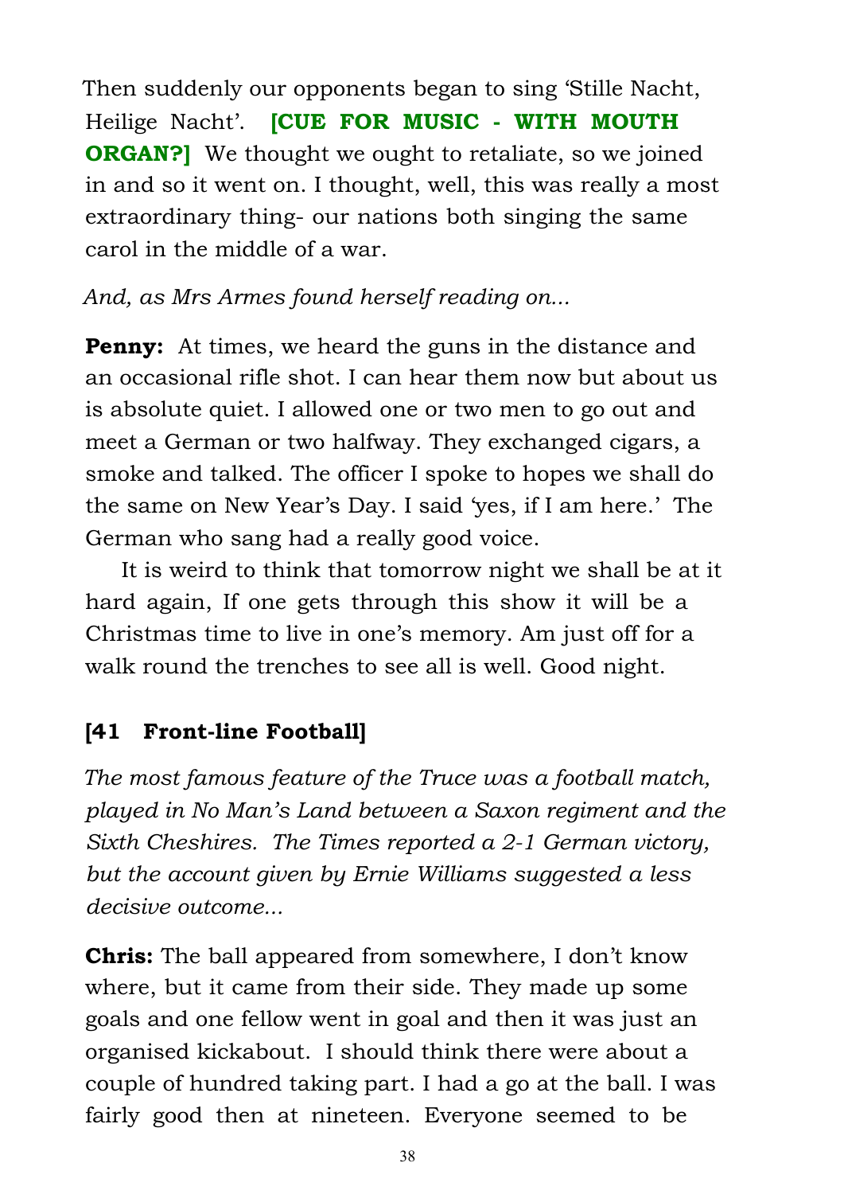Then suddenly our opponents began to sing 'Stille Nacht, Heilige Nacht'. **[CUE FOR MUSIC - WITH MOUTH ORGAN?]** We thought we ought to retaliate, so we joined in and so it went on. I thought, well, this was really a most extraordinary thing- our nations both singing the same carol in the middle of a war.

*And, as Mrs Armes found herself reading on...*

**Penny:** At times, we heard the guns in the distance and an occasional rifle shot. I can hear them now but about us is absolute quiet. I allowed one or two men to go out and meet a German or two halfway. They exchanged cigars, a smoke and talked. The officer I spoke to hopes we shall do the same on New Year's Day. I said 'yes, if I am here.' The German who sang had a really good voice.

It is weird to think that tomorrow night we shall be at it hard again, If one gets through this show it will be a Christmas time to live in one's memory. Am just off for a walk round the trenches to see all is well. Good night.

**[41 Front-line Football]**

*The most famous feature of the Truce was a football match, played in No Man's Land between a Saxon regiment and the Sixth Cheshires. The Times reported a 2-1 German victory, but the account given by Ernie Williams suggested a less decisive outcome...*

**Chris:** The ball appeared from somewhere, I don't know where, but it came from their side. They made up some goals and one fellow went in goal and then it was just an organised kickabout. I should think there were about a couple of hundred taking part. I had a go at the ball. I was fairly good then at nineteen. Everyone seemed to be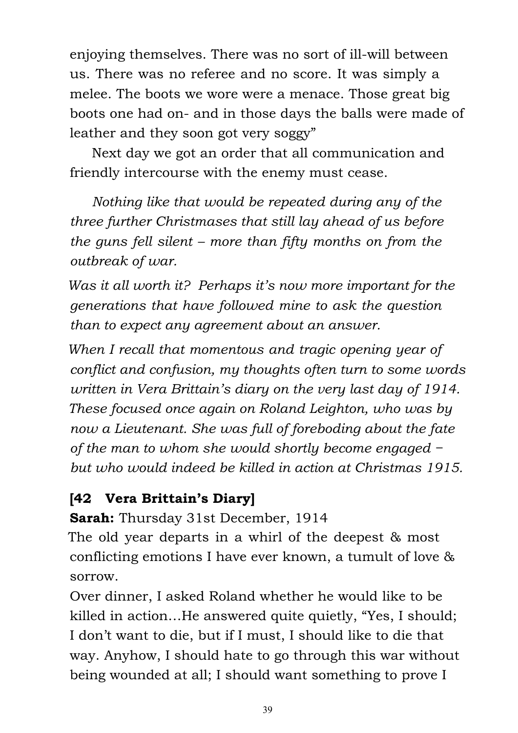enjoying themselves. There was no sort of ill-will between us. There was no referee and no score. It was simply a melee. The boots we wore were a menace. Those great big boots one had on- and in those days the balls were made of leather and they soon got very soggy"

Next day we got an order that all communication and friendly intercourse with the enemy must cease.

*Nothing like that would be repeated during any of the three further Christmases that still lay ahead of us before the guns fell silent – more than fifty months on from the outbreak of war.*

*Was it all worth it? Perhaps it's now more important for the generations that have followed mine to ask the question than to expect any agreement about an answer.*

*When I recall that momentous and tragic opening year of conflict and confusion, my thoughts often turn to some words written in Vera Brittain's diary on the very last day of 1914. These focused once again on Roland Leighton, who was by now a Lieutenant. She was full of foreboding about the fate of the man to whom she would shortly become engaged – but who would indeed be killed in action at Christmas 1915.*

**[42 Vera Brittain's Diary]**

**Sarah:** Thursday 31st December, 1914

The old year departs in a whirl of the deepest & most conflicting emotions I have ever known, a tumult of love & sorrow.

Over dinner, I asked Roland whether he would like to be killed in action…He answered quite quietly, "Yes, I should; I don't want to die, but if I must, I should like to die that way. Anyhow, I should hate to go through this war without being wounded at all; I should want something to prove I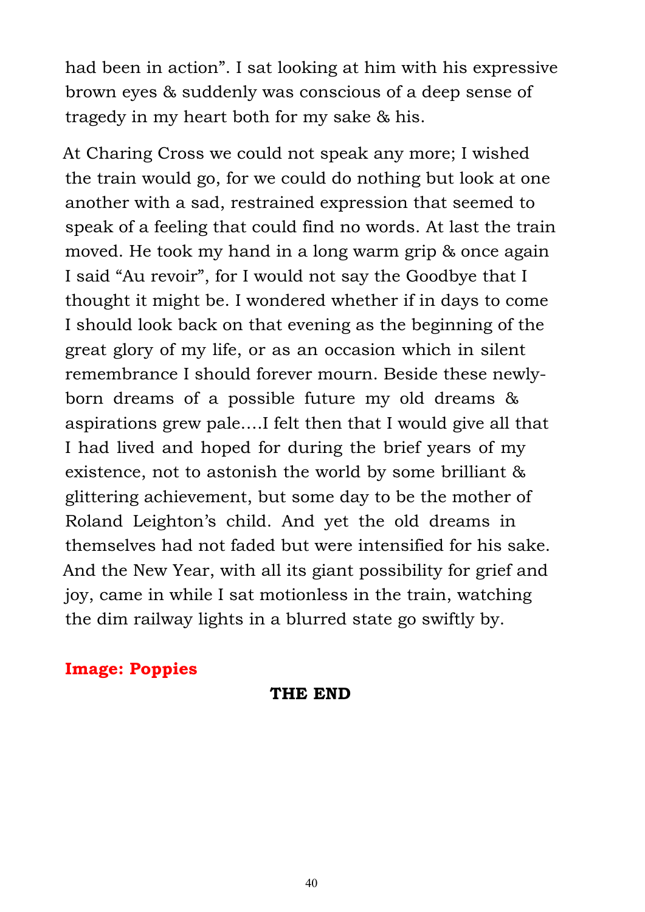had been in action". I sat looking at him with his expressive brown eyes & suddenly was conscious of a deep sense of tragedy in my heart both for my sake & his.

At Charing Cross we could not speak any more; I wished the train would go, for we could do nothing but look at one another with a sad, restrained expression that seemed to speak of a feeling that could find no words. At last the train moved. He took my hand in a long warm grip & once again I said "Au revoir", for I would not say the Goodbye that I thought it might be. I wondered whether if in days to come I should look back on that evening as the beginning of the great glory of my life, or as an occasion which in silent remembrance I should forever mourn. Beside these newly-born dreams of a possible future my old dreams & aspirations grew pale….I felt then that I would give all that I had lived and hoped for during the brief years of my existence, not to astonish the world by some brilliant & glittering achievement, but some day to be the mother of Roland Leighton's child. And yet the old dreams in themselves had not faded but were intensified for his sake. And the New Year, with all its giant possibility for grief and joy, came in while I sat motionless in the train, watching the dim railway lights in a blurred state go swiftly by.

**Image: Poppies**

**THE END**